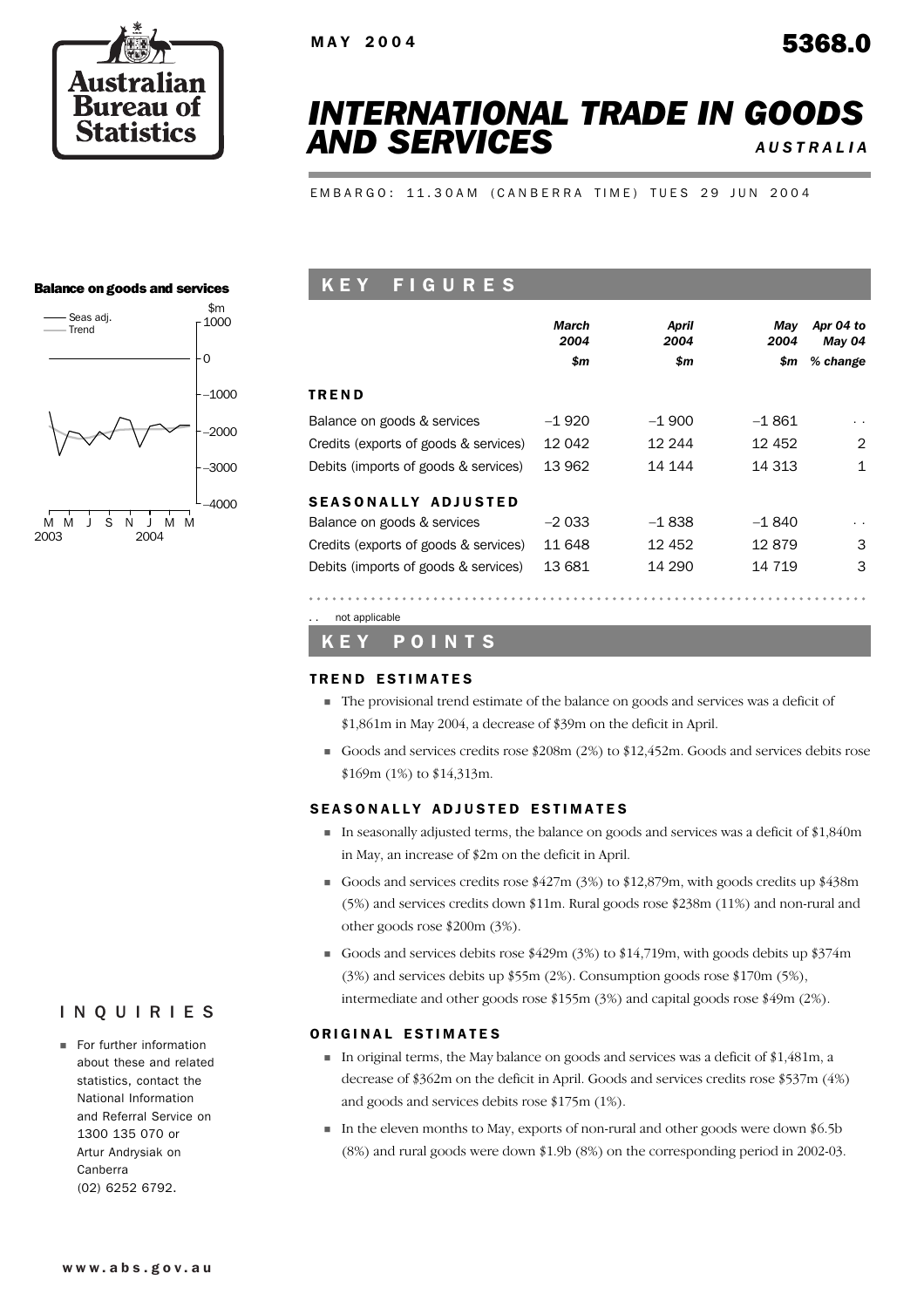MAY 2004

5368.0

# INTERNATIONAL TRADE IN GOODS AND SERVICES

*AUSTRALIA*

EMBARGO: 11.30AM (CANBERRA TIME) TUES 29 JUN 2004

## KEY FIGURES

| | March 2004 $m | April 2004 $m | May 2004 $m | Apr 04 to May 04 % change |
|---|---|---|---|---|
| **TREND** | | | | |
| Balance on goods & services | –1 920 | –1 900 | –1 861 | . . |
| Credits (exports of goods & services) | 12 042 | 12 244 | 12 452 | 2 |
| Debits (imports of goods & services) | 13 962 | 14 144 | 14 313 | 1 |
| **SEASONALLY ADJUSTED** | | | | |
| Balance on goods & services | –2 033 | –1 838 | –1 840 | . . |
| Credits (exports of goods & services) | 11 648 | 12 452 | 12 879 | 3 |
| Debits (imports of goods & services) | 13 681 | 14 290 | 14 719 | 3 |

. . not applicable

## KEY POINTS

### TREND ESTIMATES

- The provisional trend estimate of the balance on goods and services was a deficit of $1,861m in May 2004, a decrease of $39m on the deficit in April.
- Goods and services credits rose $208m (2%) to $12,452m. Goods and services debits rose $169m (1%) to $14,313m.

### SEASONALLY ADJUSTED ESTIMATES

- In seasonally adjusted terms, the balance on goods and services was a deficit of $1,840m in May, an increase of $2m on the deficit in April.
- Goods and services credits rose $427m (3%) to $12,879m, with goods credits up $438m (5%) and services credits down $11m. Rural goods rose $238m (11%) and non-rural and other goods rose $200m (3%).
- Goods and services debits rose $429m (3%) to $14,719m, with goods debits up $374m (3%) and services debits up $55m (2%). Consumption goods rose $170m (5%), intermediate and other goods rose $155m (3%) and capital goods rose $49m (2%).

### ORIGINAL ESTIMATES

- In original terms, the May balance on goods and services was a deficit of $1,481m, a decrease of $362m on the deficit in April. Goods and services credits rose $537m (4%) and goods and services debits rose $175m (1%).
- In the eleven months to May, exports of non-rural and other goods were down $6.5b (8%) and rural goods were down $1.9b (8%) on the corresponding period in 2002-03.

**Balance on goods and services**

## INQUIRIES

- For further information about these and related statistics, contact the National Information and Referral Service on 1300 135 070 or Artur Andrysiak on Canberra (02) 6252 6792.

www.abs.gov.au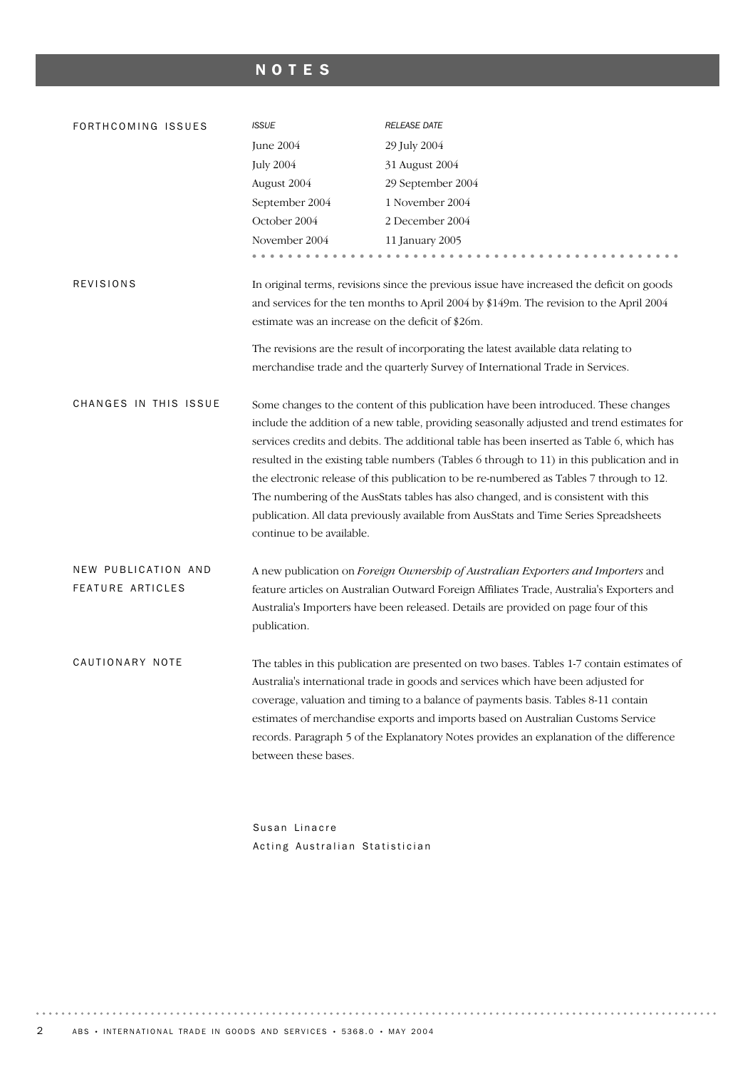# NOTES

## FORTHCOMING ISSUES

| *ISSUE* | *RELEASE DATE* |
|---|---|
| June 2004 | 29 July 2004 |
| July 2004 | 31 August 2004 |
| August 2004 | 29 September 2004 |
| September 2004 | 1 November 2004 |
| October 2004 | 2 December 2004 |
| November 2004 | 11 January 2005 |

## REVISIONS

In original terms, revisions since the previous issue have increased the deficit on goods and services for the ten months to April 2004 by $149m. The revision to the April 2004 estimate was an increase on the deficit of $26m.

The revisions are the result of incorporating the latest available data relating to merchandise trade and the quarterly Survey of International Trade in Services.

## CHANGES IN THIS ISSUE

Some changes to the content of this publication have been introduced. These changes include the addition of a new table, providing seasonally adjusted and trend estimates for services credits and debits. The additional table has been inserted as Table 6, which has resulted in the existing table numbers (Tables 6 through to 11) in this publication and in the electronic release of this publication to be re-numbered as Tables 7 through to 12. The numbering of the AusStats tables has also changed, and is consistent with this publication. All data previously available from AusStats and Time Series Spreadsheets continue to be available.

## NEW PUBLICATION AND FEATURE ARTICLES

A new publication on *Foreign Ownership of Australian Exporters and Importers* and feature articles on Australian Outward Foreign Affiliates Trade, Australia's Exporters and Australia's Importers have been released. Details are provided on page four of this publication.

## CAUTIONARY NOTE

The tables in this publication are presented on two bases. Tables 1-7 contain estimates of Australia's international trade in goods and services which have been adjusted for coverage, valuation and timing to a balance of payments basis. Tables 8-11 contain estimates of merchandise exports and imports based on Australian Customs Service records. Paragraph 5 of the Explanatory Notes provides an explanation of the difference between these bases.

Susan Linacre
Acting Australian Statistician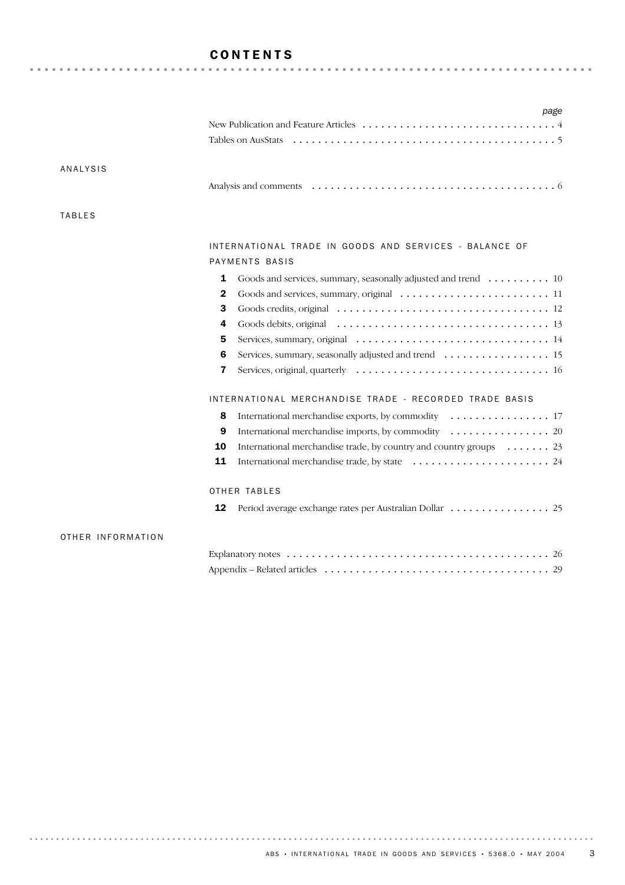# CONTENTS

| | page |
|---|---|
| New Publication and Feature Articles | 4 |
| Tables on AusStats | 5 |

## ANALYSIS

| | |
|---|---|
| Analysis and comments | 6 |

## TABLES

### INTERNATIONAL TRADE IN GOODS AND SERVICES - BALANCE OF PAYMENTS BASIS

| | | |
|---|---|---|
| **1** | Goods and services, summary, seasonally adjusted and trend | 10 |
| **2** | Goods and services, summary, original | 11 |
| **3** | Goods credits, original | 12 |
| **4** | Goods debits, original | 13 |
| **5** | Services, summary, original | 14 |
| **6** | Services, summary, seasonally adjusted and trend | 15 |
| **7** | Services, original, quarterly | 16 |

### INTERNATIONAL MERCHANDISE TRADE - RECORDED TRADE BASIS

| | | |
|---|---|---|
| **8** | International merchandise exports, by commodity | 17 |
| **9** | International merchandise imports, by commodity | 20 |
| **10** | International merchandise trade, by country and country groups | 23 |
| **11** | International merchandise trade, by state | 24 |

### OTHER TABLES

| | | |
|---|---|---|
| **12** | Period average exchange rates per Australian Dollar | 25 |

## OTHER INFORMATION

| | |
|---|---|
| Explanatory notes | 26 |
| Appendix – Related articles | 29 |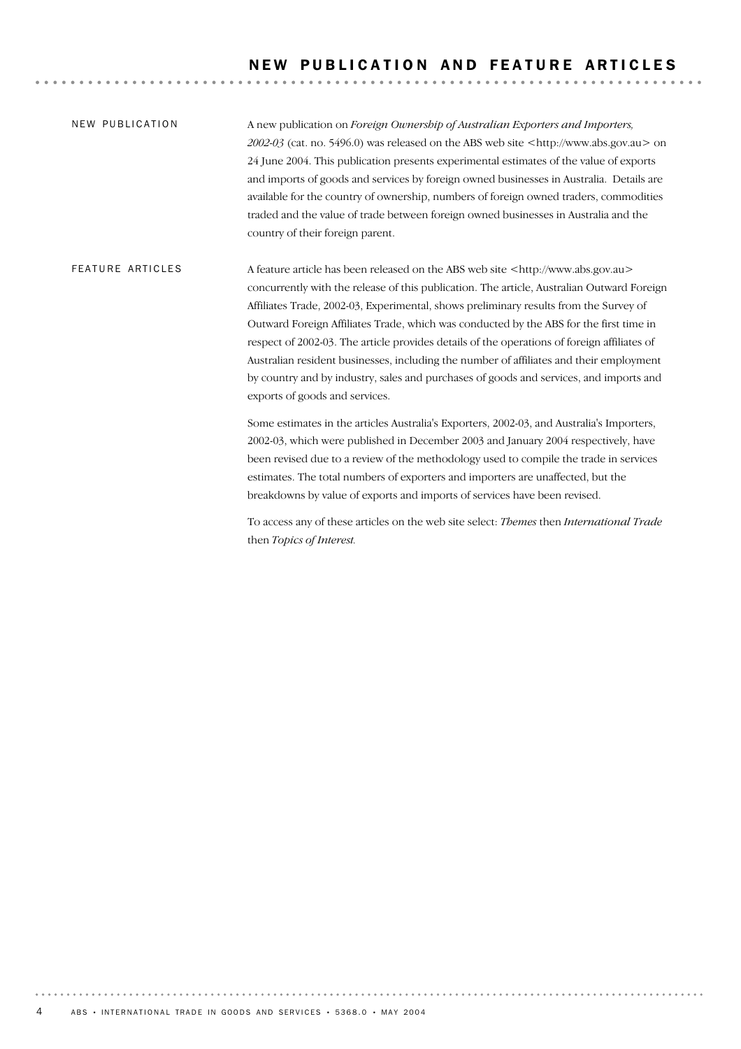# NEW PUBLICATION AND FEATURE ARTICLES

## NEW PUBLICATION

A new publication on *Foreign Ownership of Australian Exporters and Importers, 2002-03* (cat. no. 5496.0) was released on the ABS web site <http://www.abs.gov.au> on 24 June 2004. This publication presents experimental estimates of the value of exports and imports of goods and services by foreign owned businesses in Australia. Details are available for the country of ownership, numbers of foreign owned traders, commodities traded and the value of trade between foreign owned businesses in Australia and the country of their foreign parent.

## FEATURE ARTICLES

A feature article has been released on the ABS web site <http://www.abs.gov.au> concurrently with the release of this publication. The article, Australian Outward Foreign Affiliates Trade, 2002-03, Experimental, shows preliminary results from the Survey of Outward Foreign Affiliates Trade, which was conducted by the ABS for the first time in respect of 2002-03. The article provides details of the operations of foreign affiliates of Australian resident businesses, including the number of affiliates and their employment by country and by industry, sales and purchases of goods and services, and imports and exports of goods and services.

Some estimates in the articles Australia's Exporters, 2002-03, and Australia's Importers, 2002-03, which were published in December 2003 and January 2004 respectively, have been revised due to a review of the methodology used to compile the trade in services estimates. The total numbers of exporters and importers are unaffected, but the breakdowns by value of exports and imports of services have been revised.

To access any of these articles on the web site select: *Themes* then *International Trade* then *Topics of Interest.*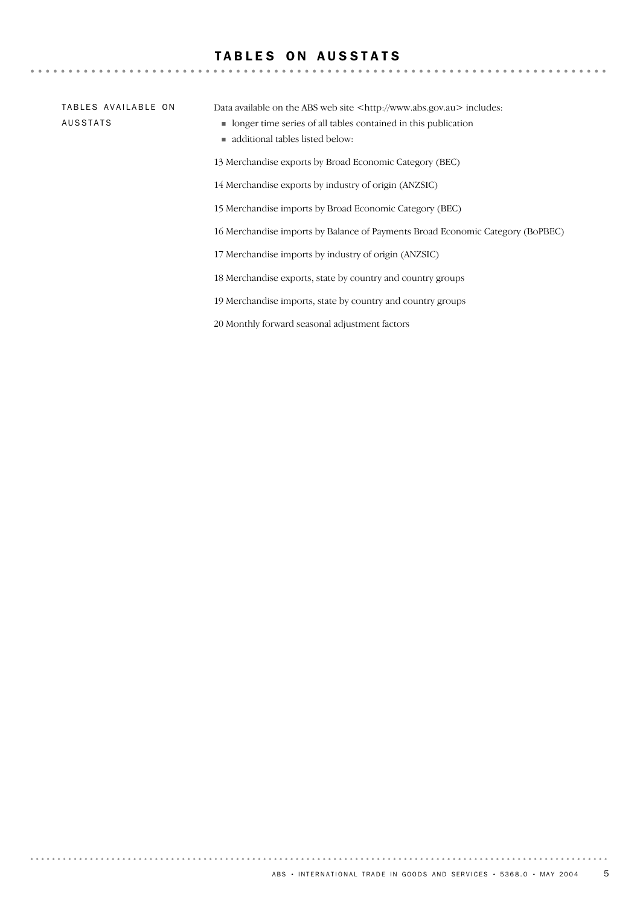# TABLES ON AUSSTATS

## TABLES AVAILABLE ON AUSSTATS

Data available on the ABS web site <http://www.abs.gov.au> includes:

- longer time series of all tables contained in this publication
- additional tables listed below:

13 Merchandise exports by Broad Economic Category (BEC)

14 Merchandise exports by industry of origin (ANZSIC)

15 Merchandise imports by Broad Economic Category (BEC)

16 Merchandise imports by Balance of Payments Broad Economic Category (BoPBEC)

17 Merchandise imports by industry of origin (ANZSIC)

18 Merchandise exports, state by country and country groups

19 Merchandise imports, state by country and country groups

20 Monthly forward seasonal adjustment factors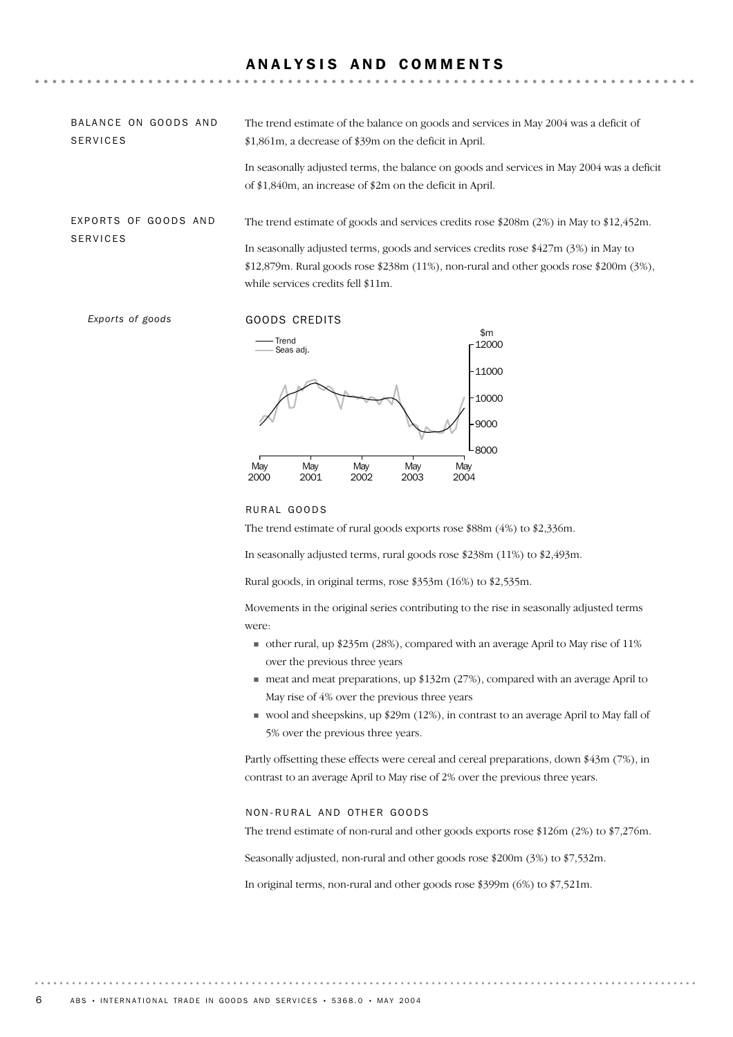# ANALYSIS AND COMMENTS

## BALANCE ON GOODS AND SERVICES

The trend estimate of the balance on goods and services in May 2004 was a deficit of $1,861m, a decrease of $39m on the deficit in April.

In seasonally adjusted terms, the balance on goods and services in May 2004 was a deficit of $1,840m, an increase of $2m on the deficit in April.

## EXPORTS OF GOODS AND SERVICES

The trend estimate of goods and services credits rose $208m (2%) in May to $12,452m.

In seasonally adjusted terms, goods and services credits rose $427m (3%) in May to $12,879m. Rural goods rose $238m (11%), non-rural and other goods rose $200m (3%), while services credits fell $11m.

### *Exports of goods*

GOODS CREDITS

### RURAL GOODS

The trend estimate of rural goods exports rose $88m (4%) to $2,336m.

In seasonally adjusted terms, rural goods rose $238m (11%) to $2,493m.

Rural goods, in original terms, rose $353m (16%) to $2,535m.

Movements in the original series contributing to the rise in seasonally adjusted terms were:

- other rural, up $235m (28%), compared with an average April to May rise of 11% over the previous three years
- meat and meat preparations, up $132m (27%), compared with an average April to May rise of 4% over the previous three years
- wool and sheepskins, up $29m (12%), in contrast to an average April to May fall of 5% over the previous three years.

Partly offsetting these effects were cereal and cereal preparations, down $43m (7%), in contrast to an average April to May rise of 2% over the previous three years.

### NON-RURAL AND OTHER GOODS

The trend estimate of non-rural and other goods exports rose $126m (2%) to $7,276m.

Seasonally adjusted, non-rural and other goods rose $200m (3%) to $7,532m.

In original terms, non-rural and other goods rose $399m (6%) to $7,521m.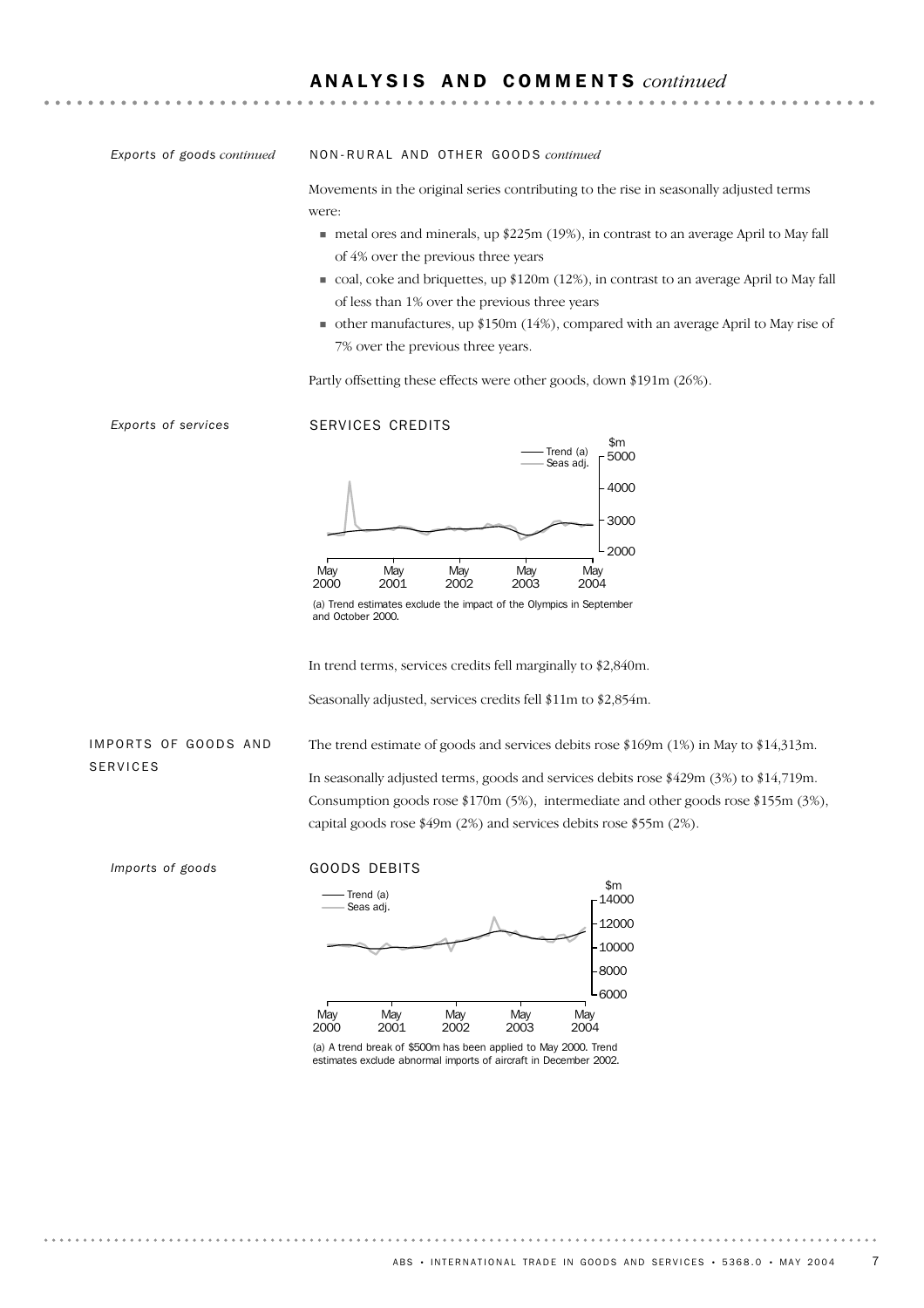## ANALYSIS AND COMMENTS *continued*

*Exports of goods continued*

NON-RURAL AND OTHER GOODS *continued*

Movements in the original series contributing to the rise in seasonally adjusted terms were:

- metal ores and minerals, up $225m (19%), in contrast to an average April to May fall of 4% over the previous three years
- coal, coke and briquettes, up $120m (12%), in contrast to an average April to May fall of less than 1% over the previous three years
- other manufactures, up $150m (14%), compared with an average April to May rise of 7% over the previous three years.

Partly offsetting these effects were other goods, down $191m (26%).

*Exports of services*

SERVICES CREDITS

(a) Trend estimates exclude the impact of the Olympics in September and October 2000.

In trend terms, services credits fell marginally to $2,840m.

Seasonally adjusted, services credits fell $11m to $2,854m.

### IMPORTS OF GOODS AND SERVICES

The trend estimate of goods and services debits rose $169m (1%) in May to $14,313m.

In seasonally adjusted terms, goods and services debits rose $429m (3%) to $14,719m. Consumption goods rose $170m (5%), intermediate and other goods rose $155m (3%), capital goods rose $49m (2%) and services debits rose $55m (2%).

*Imports of goods*

GOODS DEBITS

(a) A trend break of $500m has been applied to May 2000. Trend estimates exclude abnormal imports of aircraft in December 2002.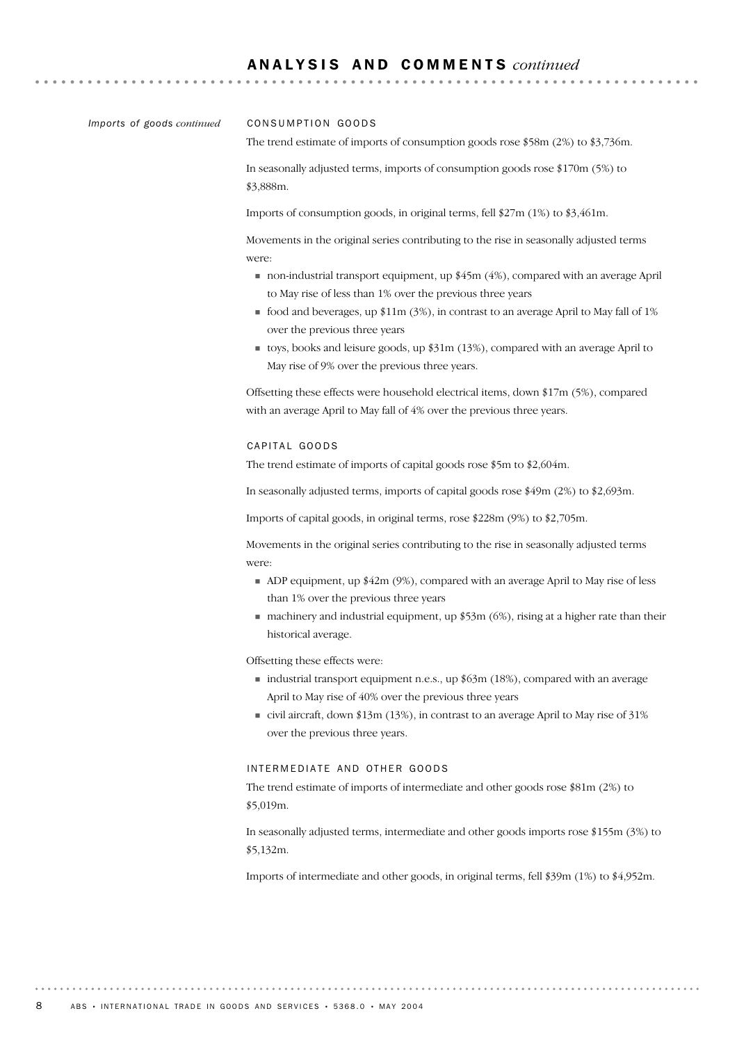## ANALYSIS AND COMMENTS *continued*

*Imports of goods continued*

### CONSUMPTION GOODS

The trend estimate of imports of consumption goods rose $58m (2%) to $3,736m.

In seasonally adjusted terms, imports of consumption goods rose $170m (5%) to $3,888m.

Imports of consumption goods, in original terms, fell $27m (1%) to $3,461m.

Movements in the original series contributing to the rise in seasonally adjusted terms were:

- non-industrial transport equipment, up $45m (4%), compared with an average April to May rise of less than 1% over the previous three years
- food and beverages, up $11m (3%), in contrast to an average April to May fall of 1% over the previous three years
- toys, books and leisure goods, up $31m (13%), compared with an average April to May rise of 9% over the previous three years.

Offsetting these effects were household electrical items, down $17m (5%), compared with an average April to May fall of 4% over the previous three years.

### CAPITAL GOODS

The trend estimate of imports of capital goods rose $5m to $2,604m.

In seasonally adjusted terms, imports of capital goods rose $49m (2%) to $2,693m.

Imports of capital goods, in original terms, rose $228m (9%) to $2,705m.

Movements in the original series contributing to the rise in seasonally adjusted terms were:

- ADP equipment, up $42m (9%), compared with an average April to May rise of less than 1% over the previous three years
- machinery and industrial equipment, up $53m (6%), rising at a higher rate than their historical average.

Offsetting these effects were:

- industrial transport equipment n.e.s., up $63m (18%), compared with an average April to May rise of 40% over the previous three years
- civil aircraft, down $13m (13%), in contrast to an average April to May rise of 31% over the previous three years.

### INTERMEDIATE AND OTHER GOODS

The trend estimate of imports of intermediate and other goods rose $81m (2%) to $5,019m.

In seasonally adjusted terms, intermediate and other goods imports rose $155m (3%) to $5,132m.

Imports of intermediate and other goods, in original terms, fell $39m (1%) to $4,952m.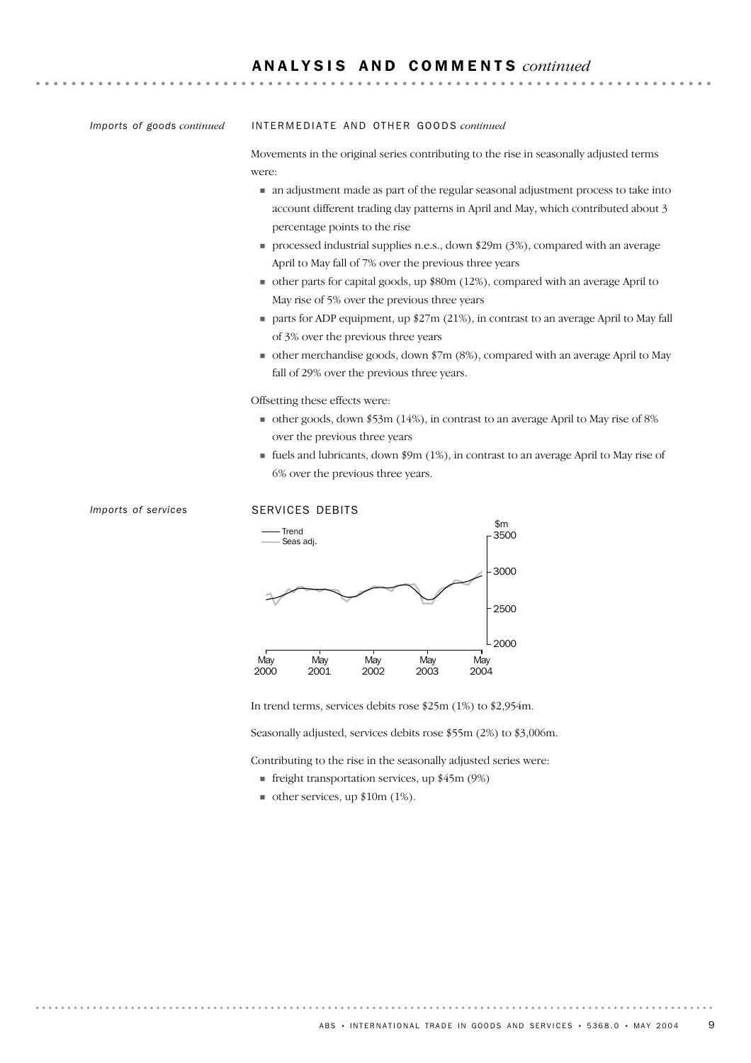## ANALYSIS AND COMMENTS *continued*

*Imports of goods continued*

### INTERMEDIATE AND OTHER GOODS *continued*

Movements in the original series contributing to the rise in seasonally adjusted terms were:

- an adjustment made as part of the regular seasonal adjustment process to take into account different trading day patterns in April and May, which contributed about 3 percentage points to the rise
- processed industrial supplies n.e.s., down $29m (3%), compared with an average April to May fall of 7% over the previous three years
- other parts for capital goods, up $80m (12%), compared with an average April to May rise of 5% over the previous three years
- parts for ADP equipment, up $27m (21%), in contrast to an average April to May fall of 3% over the previous three years
- other merchandise goods, down $7m (8%), compared with an average April to May fall of 29% over the previous three years.

Offsetting these effects were:

- other goods, down $53m (14%), in contrast to an average April to May rise of 8% over the previous three years
- fuels and lubricants, down $9m (1%), in contrast to an average April to May rise of 6% over the previous three years.

*Imports of services*

### SERVICES DEBITS

In trend terms, services debits rose $25m (1%) to $2,954m.

Seasonally adjusted, services debits rose $55m (2%) to $3,006m.

Contributing to the rise in the seasonally adjusted series were:

- freight transportation services, up $45m (9%)
- other services, up $10m (1%).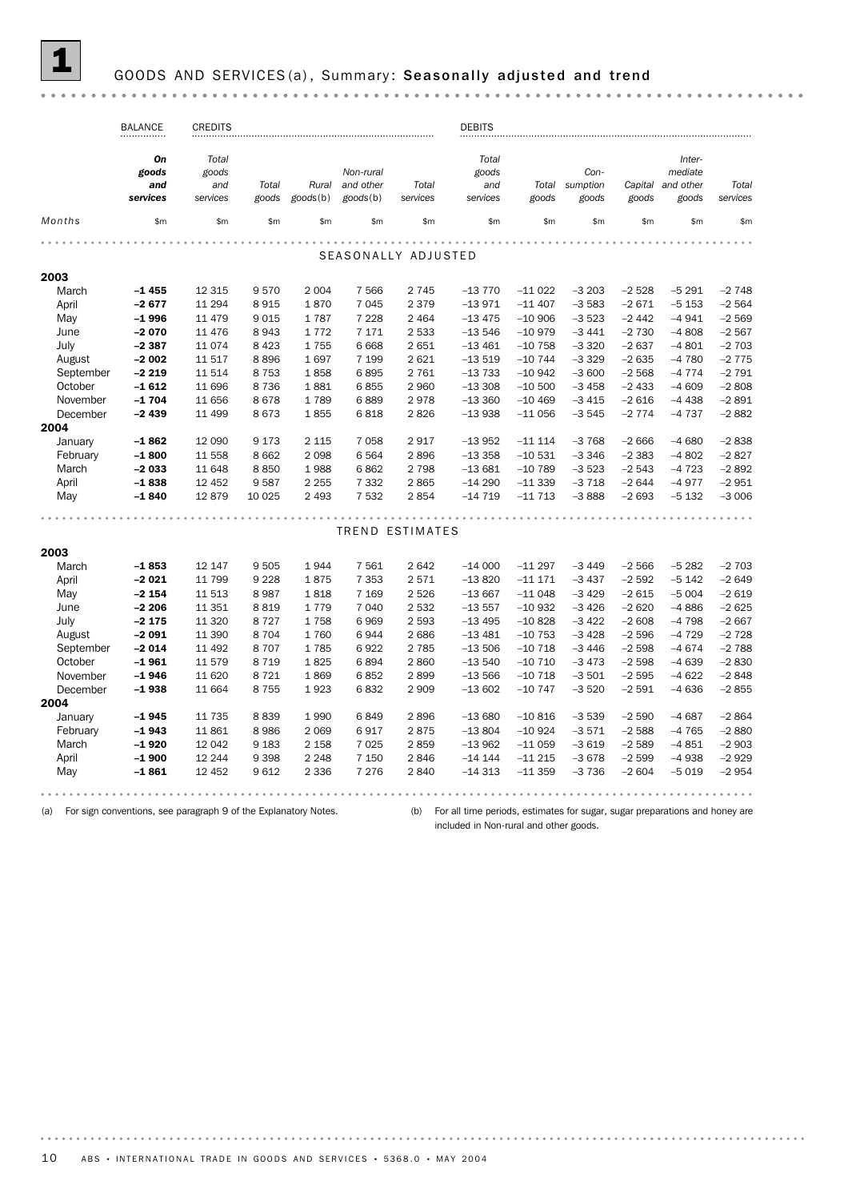# 1 GOODS AND SERVICES (a), Summary: Seasonally adjusted and trend

| | BALANCE | CREDITS | | | | | DEBITS | | | | | |
|---|---|---|---|---|---|---|---|---|---|---|---|---|
| | ***On goods and services*** | *Total goods and services* | *Total goods* | *Rural goods(b)* | *Non-rural and other goods(b)* | *Total services* | *Total goods and services* | *Total goods* | *Con-sumption goods* | *Capital goods* | *Inter-mediate and other goods* | *Total services* |
| *Months* | $m | $m | $m | $m | $m | $m | $m | $m | $m | $m | $m | $m |
| **SEASONALLY ADJUSTED** | | | | | | | | | | | | |
| **2003** | | | | | | | | | | | | |
| March | **–1 455** | 12 315 | 9 570 | 2 004 | 7 566 | 2 745 | –13 770 | –11 022 | –3 203 | –2 528 | –5 291 | –2 748 |
| April | **–2 677** | 11 294 | 8 915 | 1 870 | 7 045 | 2 379 | –13 971 | –11 407 | –3 583 | –2 671 | –5 153 | –2 564 |
| May | **–1 996** | 11 479 | 9 015 | 1 787 | 7 228 | 2 464 | –13 475 | –10 906 | –3 523 | –2 442 | –4 941 | –2 569 |
| June | **–2 070** | 11 476 | 8 943 | 1 772 | 7 171 | 2 533 | –13 546 | –10 979 | –3 441 | –2 730 | –4 808 | –2 567 |
| July | **–2 387** | 11 074 | 8 423 | 1 755 | 6 668 | 2 651 | –13 461 | –10 758 | –3 320 | –2 637 | –4 801 | –2 703 |
| August | **–2 002** | 11 517 | 8 896 | 1 697 | 7 199 | 2 621 | –13 519 | –10 744 | –3 329 | –2 635 | –4 780 | –2 775 |
| September | **–2 219** | 11 514 | 8 753 | 1 858 | 6 895 | 2 761 | –13 733 | –10 942 | –3 600 | –2 568 | –4 774 | –2 791 |
| October | **–1 612** | 11 696 | 8 736 | 1 881 | 6 855 | 2 960 | –13 308 | –10 500 | –3 458 | –2 433 | –4 609 | –2 808 |
| November | **–1 704** | 11 656 | 8 678 | 1 789 | 6 889 | 2 978 | –13 360 | –10 469 | –3 415 | –2 616 | –4 438 | –2 891 |
| December | **–2 439** | 11 499 | 8 673 | 1 855 | 6 818 | 2 826 | –13 938 | –11 056 | –3 545 | –2 774 | –4 737 | –2 882 |
| **2004** | | | | | | | | | | | | |
| January | **–1 862** | 12 090 | 9 173 | 2 115 | 7 058 | 2 917 | –13 952 | –11 114 | –3 768 | –2 666 | –4 680 | –2 838 |
| February | **–1 800** | 11 558 | 8 662 | 2 098 | 6 564 | 2 896 | –13 358 | –10 531 | –3 346 | –2 383 | –4 802 | –2 827 |
| March | **–2 033** | 11 648 | 8 850 | 1 988 | 6 862 | 2 798 | –13 681 | –10 789 | –3 523 | –2 543 | –4 723 | –2 892 |
| April | **–1 838** | 12 452 | 9 587 | 2 255 | 7 332 | 2 865 | –14 290 | –11 339 | –3 718 | –2 644 | –4 977 | –2 951 |
| May | **–1 840** | 12 879 | 10 025 | 2 493 | 7 532 | 2 854 | –14 719 | –11 713 | –3 888 | –2 693 | –5 132 | –3 006 |
| **TREND ESTIMATES** | | | | | | | | | | | | |
| **2003** | | | | | | | | | | | | |
| March | **–1 853** | 12 147 | 9 505 | 1 944 | 7 561 | 2 642 | –14 000 | –11 297 | –3 449 | –2 566 | –5 282 | –2 703 |
| April | **–2 021** | 11 799 | 9 228 | 1 875 | 7 353 | 2 571 | –13 820 | –11 171 | –3 437 | –2 592 | –5 142 | –2 649 |
| May | **–2 154** | 11 513 | 8 987 | 1 818 | 7 169 | 2 526 | –13 667 | –11 048 | –3 429 | –2 615 | –5 004 | –2 619 |
| June | **–2 206** | 11 351 | 8 819 | 1 779 | 7 040 | 2 532 | –13 557 | –10 932 | –3 426 | –2 620 | –4 886 | –2 625 |
| July | **–2 175** | 11 320 | 8 727 | 1 758 | 6 969 | 2 593 | –13 495 | –10 828 | –3 422 | –2 608 | –4 798 | –2 667 |
| August | **–2 091** | 11 390 | 8 704 | 1 760 | 6 944 | 2 686 | –13 481 | –10 753 | –3 428 | –2 596 | –4 729 | –2 728 |
| September | **–2 014** | 11 492 | 8 707 | 1 785 | 6 922 | 2 785 | –13 506 | –10 718 | –3 446 | –2 598 | –4 674 | –2 788 |
| October | **–1 961** | 11 579 | 8 719 | 1 825 | 6 894 | 2 860 | –13 540 | –10 710 | –3 473 | –2 598 | –4 639 | –2 830 |
| November | **–1 946** | 11 620 | 8 721 | 1 869 | 6 852 | 2 899 | –13 566 | –10 718 | –3 501 | –2 595 | –4 622 | –2 848 |
| December | **–1 938** | 11 664 | 8 755 | 1 923 | 6 832 | 2 909 | –13 602 | –10 747 | –3 520 | –2 591 | –4 636 | –2 855 |
| **2004** | | | | | | | | | | | | |
| January | **–1 945** | 11 735 | 8 839 | 1 990 | 6 849 | 2 896 | –13 680 | –10 816 | –3 539 | –2 590 | –4 687 | –2 864 |
| February | **–1 943** | 11 861 | 8 986 | 2 069 | 6 917 | 2 875 | –13 804 | –10 924 | –3 571 | –2 588 | –4 765 | –2 880 |
| March | **–1 920** | 12 042 | 9 183 | 2 158 | 7 025 | 2 859 | –13 962 | –11 059 | –3 619 | –2 589 | –4 851 | –2 903 |
| April | **–1 900** | 12 244 | 9 398 | 2 248 | 7 150 | 2 846 | –14 144 | –11 215 | –3 678 | –2 599 | –4 938 | –2 929 |
| May | **–1 861** | 12 452 | 9 612 | 2 336 | 7 276 | 2 840 | –14 313 | –11 359 | –3 736 | –2 604 | –5 019 | –2 954 |

(a) For sign conventions, see paragraph 9 of the Explanatory Notes.

(b) For all time periods, estimates for sugar, sugar preparations and honey are included in Non-rural and other goods.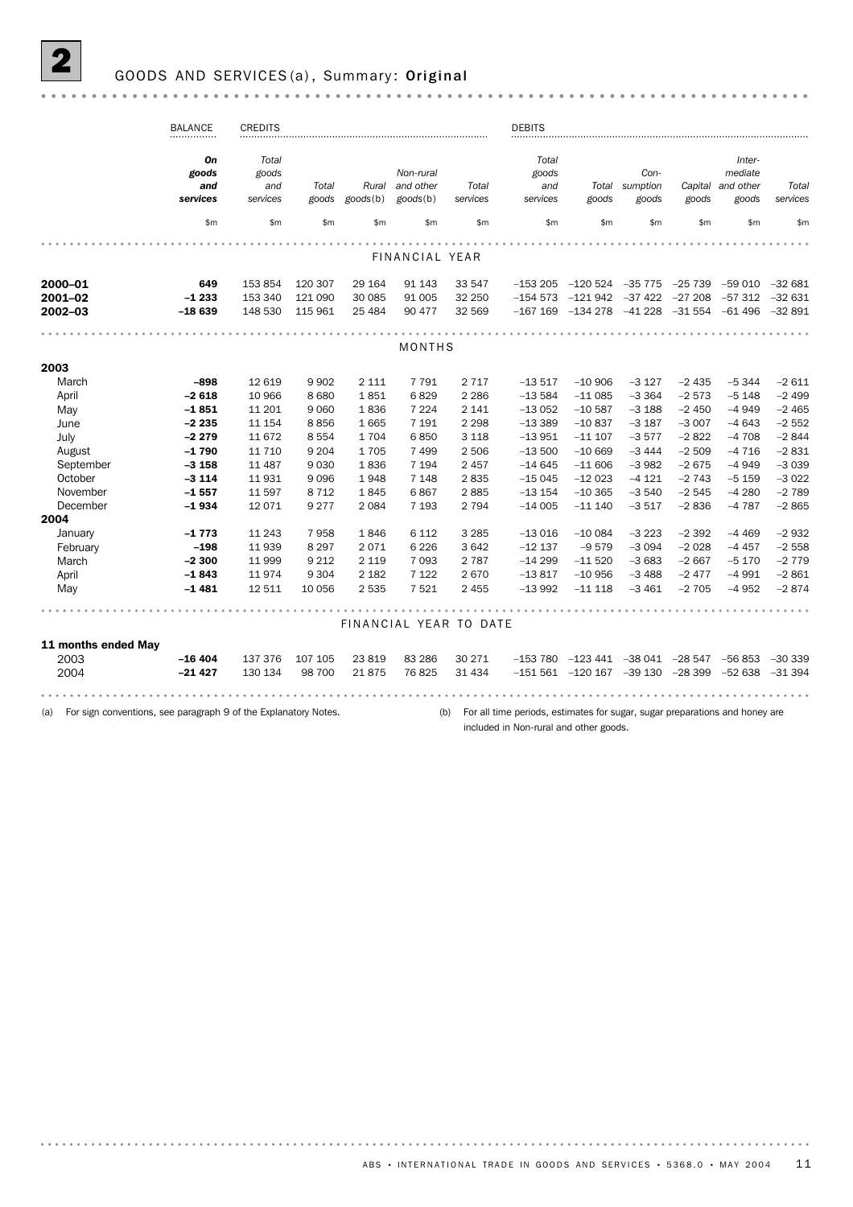## 2 GOODS AND SERVICES (a), Summary: Original

| | BALANCE | CREDITS | | | | | DEBITS | | | | | |
|---|---|---|---|---|---|---|---|---|---|---|---|---|
| | *On goods and services* | *Total goods and services* | *Total goods* | *Rural goods(b)* | *Non-rural and other goods(b)* | *Total services* | *Total goods and services* | *Total goods* | *Consumption goods* | *Capital goods* | *Intermediate and other goods* | *Total services* |
| | $m | $m | $m | $m | $m | $m | $m | $m | $m | $m | $m | $m |
| **FINANCIAL YEAR** | | | | | | | | | | | | |
| **2000–01** | **649** | 153 854 | 120 307 | 29 164 | 91 143 | 33 547 | –153 205 | –120 524 | –35 775 | –25 739 | –59 010 | –32 681 |
| **2001–02** | **–1 233** | 153 340 | 121 090 | 30 085 | 91 005 | 32 250 | –154 573 | –121 942 | –37 422 | –27 208 | –57 312 | –32 631 |
| **2002–03** | **–18 639** | 148 530 | 115 961 | 25 484 | 90 477 | 32 569 | –167 169 | –134 278 | –41 228 | –31 554 | –61 496 | –32 891 |
| **MONTHS** | | | | | | | | | | | | |
| **2003** | | | | | | | | | | | | |
| March | **–898** | 12 619 | 9 902 | 2 111 | 7 791 | 2 717 | –13 517 | –10 906 | –3 127 | –2 435 | –5 344 | –2 611 |
| April | **–2 618** | 10 966 | 8 680 | 1 851 | 6 829 | 2 286 | –13 584 | –11 085 | –3 364 | –2 573 | –5 148 | –2 499 |
| May | **–1 851** | 11 201 | 9 060 | 1 836 | 7 224 | 2 141 | –13 052 | –10 587 | –3 188 | –2 450 | –4 949 | –2 465 |
| June | **–2 235** | 11 154 | 8 856 | 1 665 | 7 191 | 2 298 | –13 389 | –10 837 | –3 187 | –3 007 | –4 643 | –2 552 |
| July | **–2 279** | 11 672 | 8 554 | 1 704 | 6 850 | 3 118 | –13 951 | –11 107 | –3 577 | –2 822 | –4 708 | –2 844 |
| August | **–1 790** | 11 710 | 9 204 | 1 705 | 7 499 | 2 506 | –13 500 | –10 669 | –3 444 | –2 509 | –4 716 | –2 831 |
| September | **–3 158** | 11 487 | 9 030 | 1 836 | 7 194 | 2 457 | –14 645 | –11 606 | –3 982 | –2 675 | –4 949 | –3 039 |
| October | **–3 114** | 11 931 | 9 096 | 1 948 | 7 148 | 2 835 | –15 045 | –12 023 | –4 121 | –2 743 | –5 159 | –3 022 |
| November | **–1 557** | 11 597 | 8 712 | 1 845 | 6 867 | 2 885 | –13 154 | –10 365 | –3 540 | –2 545 | –4 280 | –2 789 |
| December | **–1 934** | 12 071 | 9 277 | 2 084 | 7 193 | 2 794 | –14 005 | –11 140 | –3 517 | –2 836 | –4 787 | –2 865 |
| **2004** | | | | | | | | | | | | |
| January | **–1 773** | 11 243 | 7 958 | 1 846 | 6 112 | 3 285 | –13 016 | –10 084 | –3 223 | –2 392 | –4 469 | –2 932 |
| February | **–198** | 11 939 | 8 297 | 2 071 | 6 226 | 3 642 | –12 137 | –9 579 | –3 094 | –2 028 | –4 457 | –2 558 |
| March | **–2 300** | 11 999 | 9 212 | 2 119 | 7 093 | 2 787 | –14 299 | –11 520 | –3 683 | –2 667 | –5 170 | –2 779 |
| April | **–1 843** | 11 974 | 9 304 | 2 182 | 7 122 | 2 670 | –13 817 | –10 956 | –3 488 | –2 477 | –4 991 | –2 861 |
| May | **–1 481** | 12 511 | 10 056 | 2 535 | 7 521 | 2 455 | –13 992 | –11 118 | –3 461 | –2 705 | –4 952 | –2 874 |
| **FINANCIAL YEAR TO DATE** | | | | | | | | | | | | |
| **11 months ended May** | | | | | | | | | | | | |
| 2003 | **–16 404** | 137 376 | 107 105 | 23 819 | 83 286 | 30 271 | –153 780 | –123 441 | –38 041 | –28 547 | –56 853 | –30 339 |
| 2004 | **–21 427** | 130 134 | 98 700 | 21 875 | 76 825 | 31 434 | –151 561 | –120 167 | –39 130 | –28 399 | –52 638 | –31 394 |

(a) For sign conventions, see paragraph 9 of the Explanatory Notes.

(b) For all time periods, estimates for sugar, sugar preparations and honey are included in Non-rural and other goods.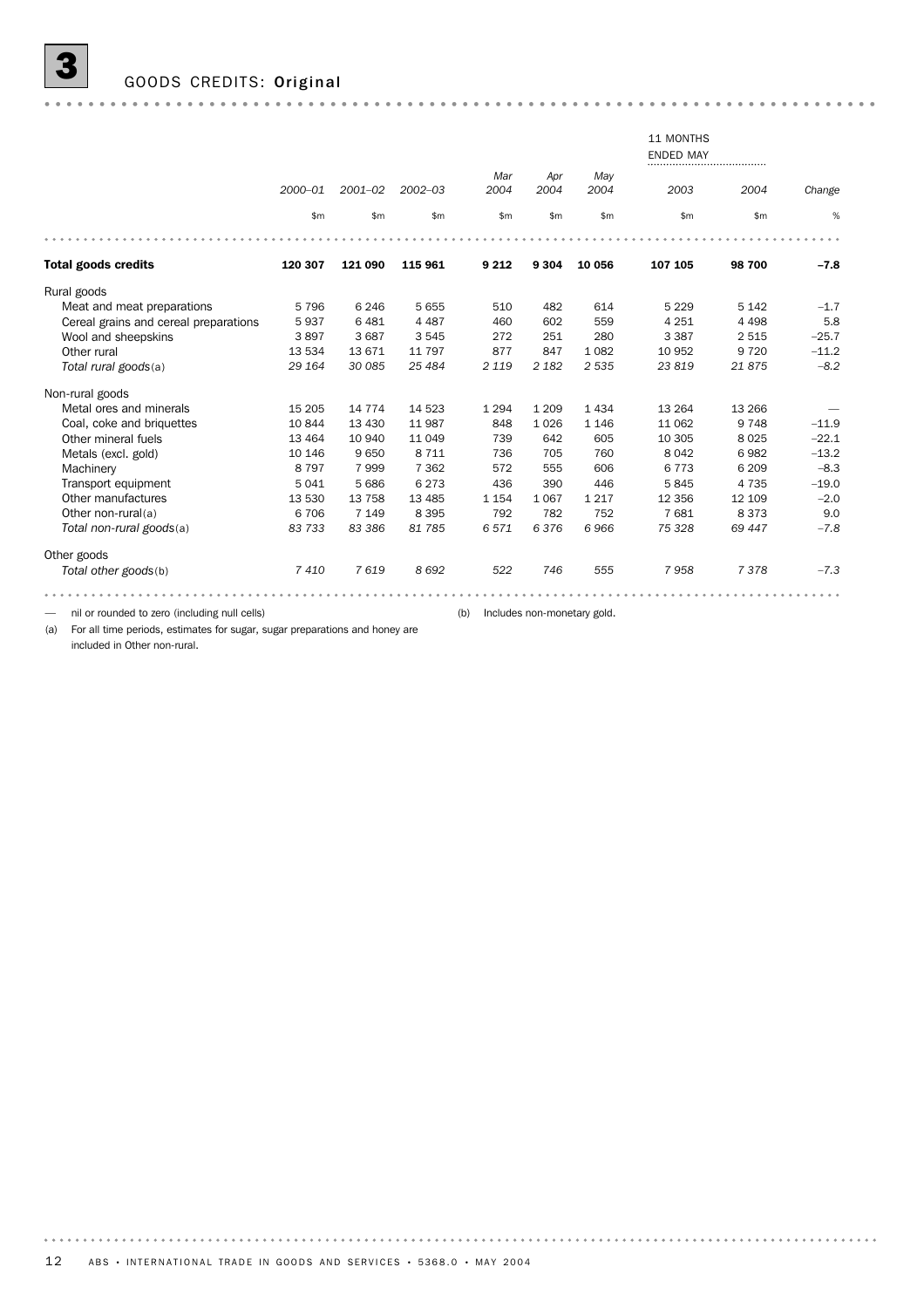# 3 GOODS CREDITS: Original

| | 2000–01 | 2001–02 | 2002–03 | Mar 2004 | Apr 2004 | May 2004 | 11 MONTHS ENDED MAY 2003 | 2004 | Change |
|---|---|---|---|---|---|---|---|---|---|
| | $m | $m | $m | $m | $m | $m | $m | $m | % |
| **Total goods credits** | **120 307** | **121 090** | **115 961** | **9 212** | **9 304** | **10 056** | **107 105** | **98 700** | **–7.8** |
| Rural goods | | | | | | | | | |
| Meat and meat preparations | 5 796 | 6 246 | 5 655 | 510 | 482 | 614 | 5 229 | 5 142 | –1.7 |
| Cereal grains and cereal preparations | 5 937 | 6 481 | 4 487 | 460 | 602 | 559 | 4 251 | 4 498 | 5.8 |
| Wool and sheepskins | 3 897 | 3 687 | 3 545 | 272 | 251 | 280 | 3 387 | 2 515 | –25.7 |
| Other rural | 13 534 | 13 671 | 11 797 | 877 | 847 | 1 082 | 10 952 | 9 720 | –11.2 |
| *Total rural goods*(a) | *29 164* | *30 085* | *25 484* | *2 119* | *2 182* | *2 535* | *23 819* | *21 875* | *–8.2* |
| Non-rural goods | | | | | | | | | |
| Metal ores and minerals | 15 205 | 14 774 | 14 523 | 1 294 | 1 209 | 1 434 | 13 264 | 13 266 | — |
| Coal, coke and briquettes | 10 844 | 13 430 | 11 987 | 848 | 1 026 | 1 146 | 11 062 | 9 748 | –11.9 |
| Other mineral fuels | 13 464 | 10 940 | 11 049 | 739 | 642 | 605 | 10 305 | 8 025 | –22.1 |
| Metals (excl. gold) | 10 146 | 9 650 | 8 711 | 736 | 705 | 760 | 8 042 | 6 982 | –13.2 |
| Machinery | 8 797 | 7 999 | 7 362 | 572 | 555 | 606 | 6 773 | 6 209 | –8.3 |
| Transport equipment | 5 041 | 5 686 | 6 273 | 436 | 390 | 446 | 5 845 | 4 735 | –19.0 |
| Other manufactures | 13 530 | 13 758 | 13 485 | 1 154 | 1 067 | 1 217 | 12 356 | 12 109 | –2.0 |
| Other non-rural(a) | 6 706 | 7 149 | 8 395 | 792 | 782 | 752 | 7 681 | 8 373 | 9.0 |
| *Total non-rural goods*(a) | *83 733* | *83 386* | *81 785* | *6 571* | *6 376* | *6 966* | *75 328* | *69 447* | *–7.8* |
| Other goods | | | | | | | | | |
| *Total other goods*(b) | *7 410* | *7 619* | *8 692* | *522* | *746* | *555* | *7 958* | *7 378* | *–7.3* |

— nil or rounded to zero (including null cells)

(a) For all time periods, estimates for sugar, sugar preparations and honey are included in Other non-rural.

(b) Includes non-monetary gold.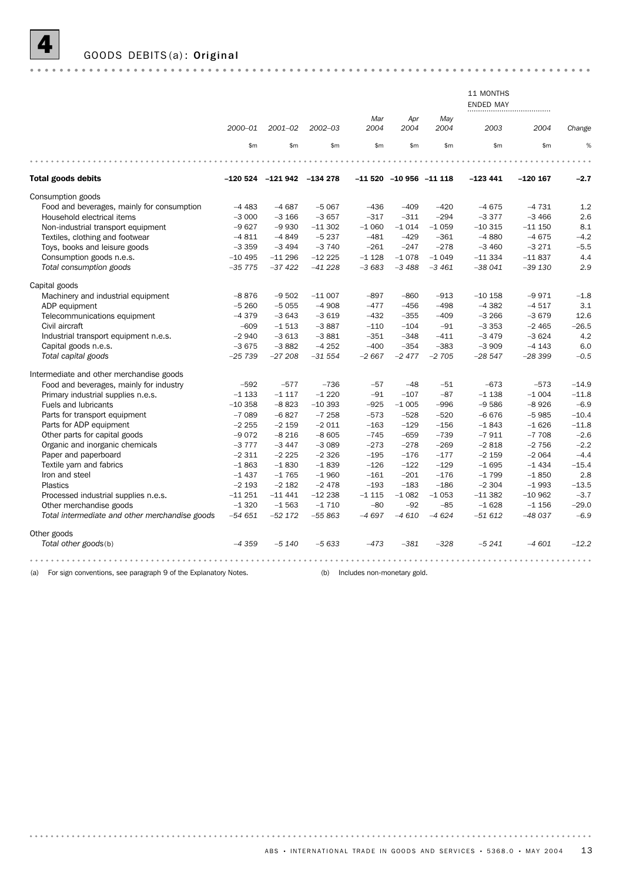# 4 GOODS DEBITS(a): Original

| | 2000–01 | 2001–02 | 2002–03 | Mar 2004 | Apr 2004 | May 2004 | 11 MONTHS ENDED MAY 2003 | 11 MONTHS ENDED MAY 2004 | Change |
|---|---|---|---|---|---|---|---|---|---|
| | $m | $m | $m | $m | $m | $m | $m | $m | % |
| **Total goods debits** | **–120 524** | **–121 942** | **–134 278** | **–11 520** | **–10 956** | **–11 118** | **–123 441** | **–120 167** | **–2.7** |
| Consumption goods | | | | | | | | | |
| Food and beverages, mainly for consumption | –4 483 | –4 687 | –5 067 | –436 | –409 | –420 | –4 675 | –4 731 | 1.2 |
| Household electrical items | –3 000 | –3 166 | –3 657 | –317 | –311 | –294 | –3 377 | –3 466 | 2.6 |
| Non-industrial transport equipment | –9 627 | –9 930 | –11 302 | –1 060 | –1 014 | –1 059 | –10 315 | –11 150 | 8.1 |
| Textiles, clothing and footwear | –4 811 | –4 849 | –5 237 | –481 | –429 | –361 | –4 880 | –4 675 | –4.2 |
| Toys, books and leisure goods | –3 359 | –3 494 | –3 740 | –261 | –247 | –278 | –3 460 | –3 271 | –5.5 |
| Consumption goods n.e.s. | –10 495 | –11 296 | –12 225 | –1 128 | –1 078 | –1 049 | –11 334 | –11 837 | 4.4 |
| *Total consumption goods* | *–35 775* | *–37 422* | *–41 228* | *–3 683* | *–3 488* | *–3 461* | *–38 041* | *–39 130* | *2.9* |
| Capital goods | | | | | | | | | |
| Machinery and industrial equipment | –8 876 | –9 502 | –11 007 | –897 | –860 | –913 | –10 158 | –9 971 | –1.8 |
| ADP equipment | –5 260 | –5 055 | –4 908 | –477 | –456 | –498 | –4 382 | –4 517 | 3.1 |
| Telecommunications equipment | –4 379 | –3 643 | –3 619 | –432 | –355 | –409 | –3 266 | –3 679 | 12.6 |
| Civil aircraft | –609 | –1 513 | –3 887 | –110 | –104 | –91 | –3 353 | –2 465 | –26.5 |
| Industrial transport equipment n.e.s. | –2 940 | –3 613 | –3 881 | –351 | –348 | –411 | –3 479 | –3 624 | 4.2 |
| Capital goods n.e.s. | –3 675 | –3 882 | –4 252 | –400 | –354 | –383 | –3 909 | –4 143 | 6.0 |
| *Total capital goods* | *–25 739* | *–27 208* | *–31 554* | *–2 667* | *–2 477* | *–2 705* | *–28 547* | *–28 399* | *–0.5* |
| Intermediate and other merchandise goods | | | | | | | | | |
| Food and beverages, mainly for industry | –592 | –577 | –736 | –57 | –48 | –51 | –673 | –573 | –14.9 |
| Primary industrial supplies n.e.s. | –1 133 | –1 117 | –1 220 | –91 | –107 | –87 | –1 138 | –1 004 | –11.8 |
| Fuels and lubricants | –10 358 | –8 823 | –10 393 | –925 | –1 005 | –996 | –9 586 | –8 926 | –6.9 |
| Parts for transport equipment | –7 089 | –6 827 | –7 258 | –573 | –528 | –520 | –6 676 | –5 985 | –10.4 |
| Parts for ADP equipment | –2 255 | –2 159 | –2 011 | –163 | –129 | –156 | –1 843 | –1 626 | –11.8 |
| Other parts for capital goods | –9 072 | –8 216 | –8 605 | –745 | –659 | –739 | –7 911 | –7 708 | –2.6 |
| Organic and inorganic chemicals | –3 777 | –3 447 | –3 089 | –273 | –278 | –269 | –2 818 | –2 756 | –2.2 |
| Paper and paperboard | –2 311 | –2 225 | –2 326 | –195 | –176 | –177 | –2 159 | –2 064 | –4.4 |
| Textile yarn and fabrics | –1 863 | –1 830 | –1 839 | –126 | –122 | –129 | –1 695 | –1 434 | –15.4 |
| Iron and steel | –1 437 | –1 765 | –1 960 | –161 | –201 | –176 | –1 799 | –1 850 | 2.8 |
| Plastics | –2 193 | –2 182 | –2 478 | –193 | –183 | –186 | –2 304 | –1 993 | –13.5 |
| Processed industrial supplies n.e.s. | –11 251 | –11 441 | –12 238 | –1 115 | –1 082 | –1 053 | –11 382 | –10 962 | –3.7 |
| Other merchandise goods | –1 320 | –1 563 | –1 710 | –80 | –92 | –85 | –1 628 | –1 156 | –29.0 |
| *Total intermediate and other merchandise goods* | *–54 651* | *–52 172* | *–55 863* | *–4 697* | *–4 610* | *–4 624* | *–51 612* | *–48 037* | *–6.9* |
| Other goods | | | | | | | | | |
| *Total other goods*(b) | *–4 359* | *–5 140* | *–5 633* | *–473* | *–381* | *–328* | *–5 241* | *–4 601* | *–12.2* |

(a) For sign conventions, see paragraph 9 of the Explanatory Notes.

(b) Includes non-monetary gold.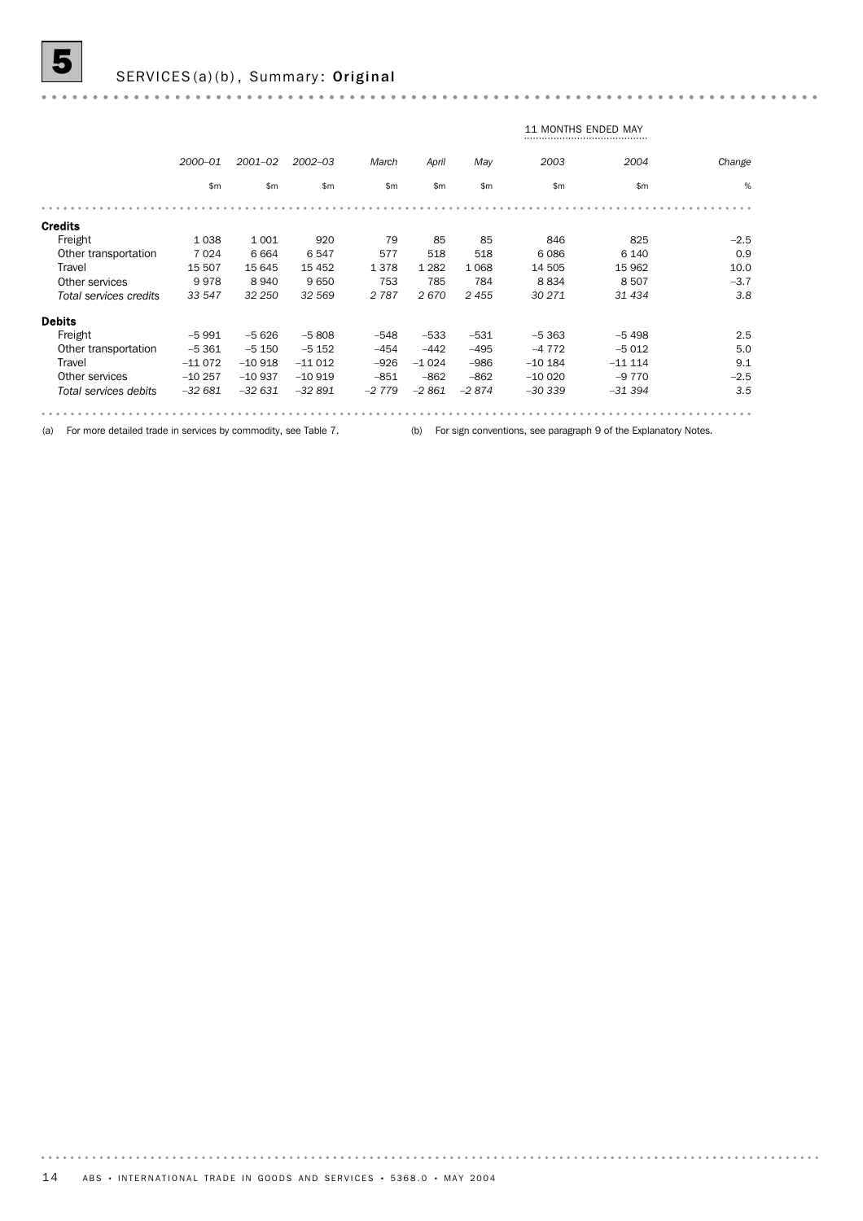## 5 SERVICES(a)(b), Summary: Original

| | 2000–01 | 2001–02 | 2002–03 | March | April | May | 11 MONTHS ENDED MAY 2003 | 11 MONTHS ENDED MAY 2004 | Change |
|---|---|---|---|---|---|---|---|---|---|
| | $m | $m | $m | $m | $m | $m | $m | $m | % |
| **Credits** | | | | | | | | | |
| Freight | 1 038 | 1 001 | 920 | 79 | 85 | 85 | 846 | 825 | –2.5 |
| Other transportation | 7 024 | 6 664 | 6 547 | 577 | 518 | 518 | 6 086 | 6 140 | 0.9 |
| Travel | 15 507 | 15 645 | 15 452 | 1 378 | 1 282 | 1 068 | 14 505 | 15 962 | 10.0 |
| Other services | 9 978 | 8 940 | 9 650 | 753 | 785 | 784 | 8 834 | 8 507 | –3.7 |
| *Total services credits* | *33 547* | *32 250* | *32 569* | *2 787* | *2 670* | *2 455* | *30 271* | *31 434* | *3.8* |
| **Debits** | | | | | | | | | |
| Freight | –5 991 | –5 626 | –5 808 | –548 | –533 | –531 | –5 363 | –5 498 | 2.5 |
| Other transportation | –5 361 | –5 150 | –5 152 | –454 | –442 | –495 | –4 772 | –5 012 | 5.0 |
| Travel | –11 072 | –10 918 | –11 012 | –926 | –1 024 | –986 | –10 184 | –11 114 | 9.1 |
| Other services | –10 257 | –10 937 | –10 919 | –851 | –862 | –862 | –10 020 | –9 770 | –2.5 |
| *Total services debits* | *–32 681* | *–32 631* | *–32 891* | *–2 779* | *–2 861* | *–2 874* | *–30 339* | *–31 394* | *3.5* |

(a) For more detailed trade in services by commodity, see Table 7.

(b) For sign conventions, see paragraph 9 of the Explanatory Notes.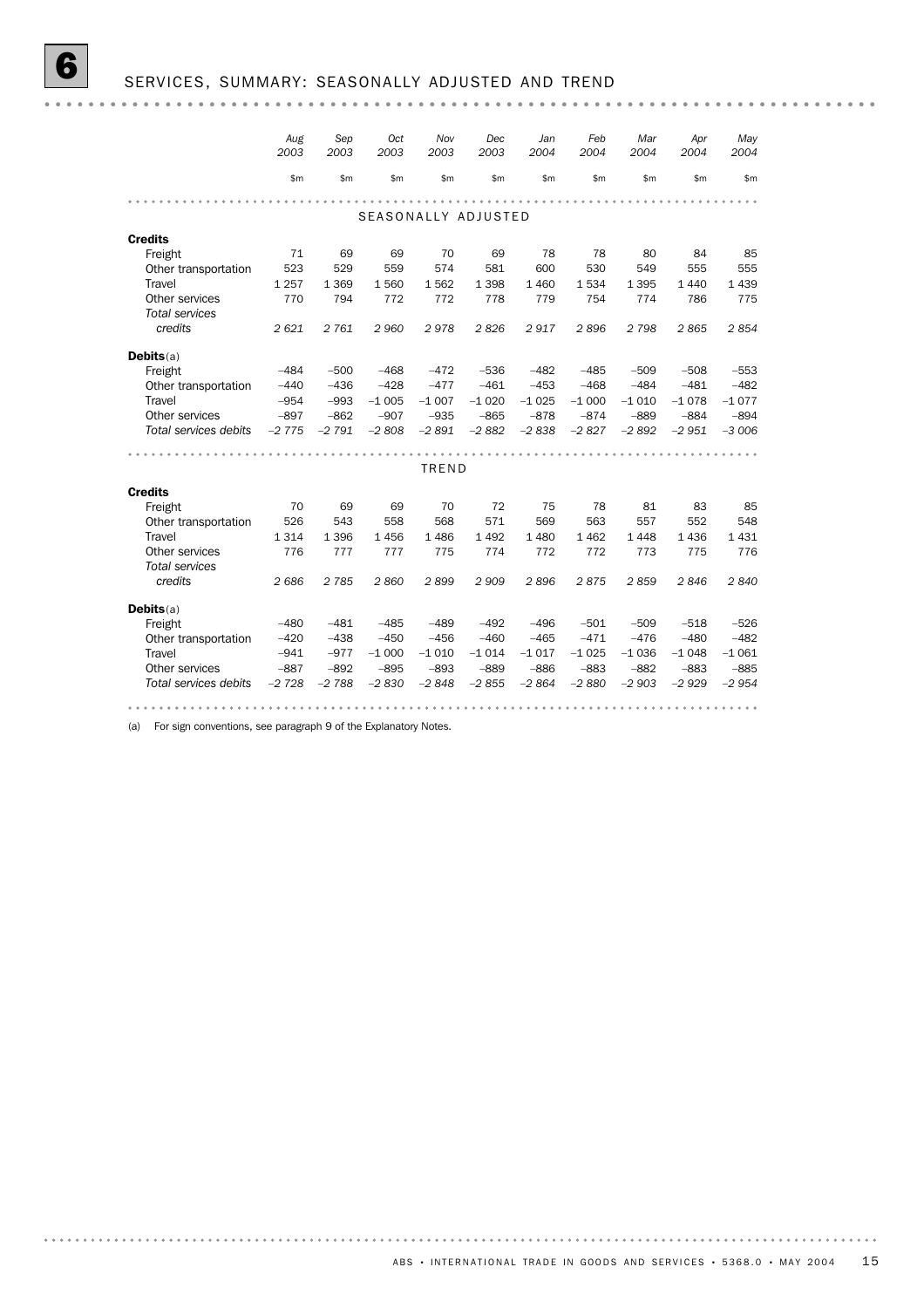# 6 SERVICES, SUMMARY: SEASONALLY ADJUSTED AND TREND

| | Aug 2003 | Sep 2003 | Oct 2003 | Nov 2003 | Dec 2003 | Jan 2004 | Feb 2004 | Mar 2004 | Apr 2004 | May 2004 |
|---|---|---|---|---|---|---|---|---|---|---|
| | $m | $m | $m | $m | $m | $m | $m | $m | $m | $m |
| **SEASONALLY ADJUSTED** | | | | | | | | | | |
| **Credits** | | | | | | | | | | |
| Freight | 71 | 69 | 69 | 70 | 69 | 78 | 78 | 80 | 84 | 85 |
| Other transportation | 523 | 529 | 559 | 574 | 581 | 600 | 530 | 549 | 555 | 555 |
| Travel | 1 257 | 1 369 | 1 560 | 1 562 | 1 398 | 1 460 | 1 534 | 1 395 | 1 440 | 1 439 |
| Other services | 770 | 794 | 772 | 772 | 778 | 779 | 754 | 774 | 786 | 775 |
| *Total services credits* | *2 621* | *2 761* | *2 960* | *2 978* | *2 826* | *2 917* | *2 896* | *2 798* | *2 865* | *2 854* |
| **Debits**(a) | | | | | | | | | | |
| Freight | –484 | –500 | –468 | –472 | –536 | –482 | –485 | –509 | –508 | –553 |
| Other transportation | –440 | –436 | –428 | –477 | –461 | –453 | –468 | –484 | –481 | –482 |
| Travel | –954 | –993 | –1 005 | –1 007 | –1 020 | –1 025 | –1 000 | –1 010 | –1 078 | –1 077 |
| Other services | –897 | –862 | –907 | –935 | –865 | –878 | –874 | –889 | –884 | –894 |
| *Total services debits* | *–2 775* | *–2 791* | *–2 808* | *–2 891* | *–2 882* | *–2 838* | *–2 827* | *–2 892* | *–2 951* | *–3 006* |
| **TREND** | | | | | | | | | | |
| **Credits** | | | | | | | | | | |
| Freight | 70 | 69 | 69 | 70 | 72 | 75 | 78 | 81 | 83 | 85 |
| Other transportation | 526 | 543 | 558 | 568 | 571 | 569 | 563 | 557 | 552 | 548 |
| Travel | 1 314 | 1 396 | 1 456 | 1 486 | 1 492 | 1 480 | 1 462 | 1 448 | 1 436 | 1 431 |
| Other services | 776 | 777 | 777 | 775 | 774 | 772 | 772 | 773 | 775 | 776 |
| *Total services credits* | *2 686* | *2 785* | *2 860* | *2 899* | *2 909* | *2 896* | *2 875* | *2 859* | *2 846* | *2 840* |
| **Debits**(a) | | | | | | | | | | |
| Freight | –480 | –481 | –485 | –489 | –492 | –496 | –501 | –509 | –518 | –526 |
| Other transportation | –420 | –438 | –450 | –456 | –460 | –465 | –471 | –476 | –480 | –482 |
| Travel | –941 | –977 | –1 000 | –1 010 | –1 014 | –1 017 | –1 025 | –1 036 | –1 048 | –1 061 |
| Other services | –887 | –892 | –895 | –893 | –889 | –886 | –883 | –882 | –883 | –885 |
| *Total services debits* | *–2 728* | *–2 788* | *–2 830* | *–2 848* | *–2 855* | *–2 864* | *–2 880* | *–2 903* | *–2 929* | *–2 954* |

(a) For sign conventions, see paragraph 9 of the Explanatory Notes.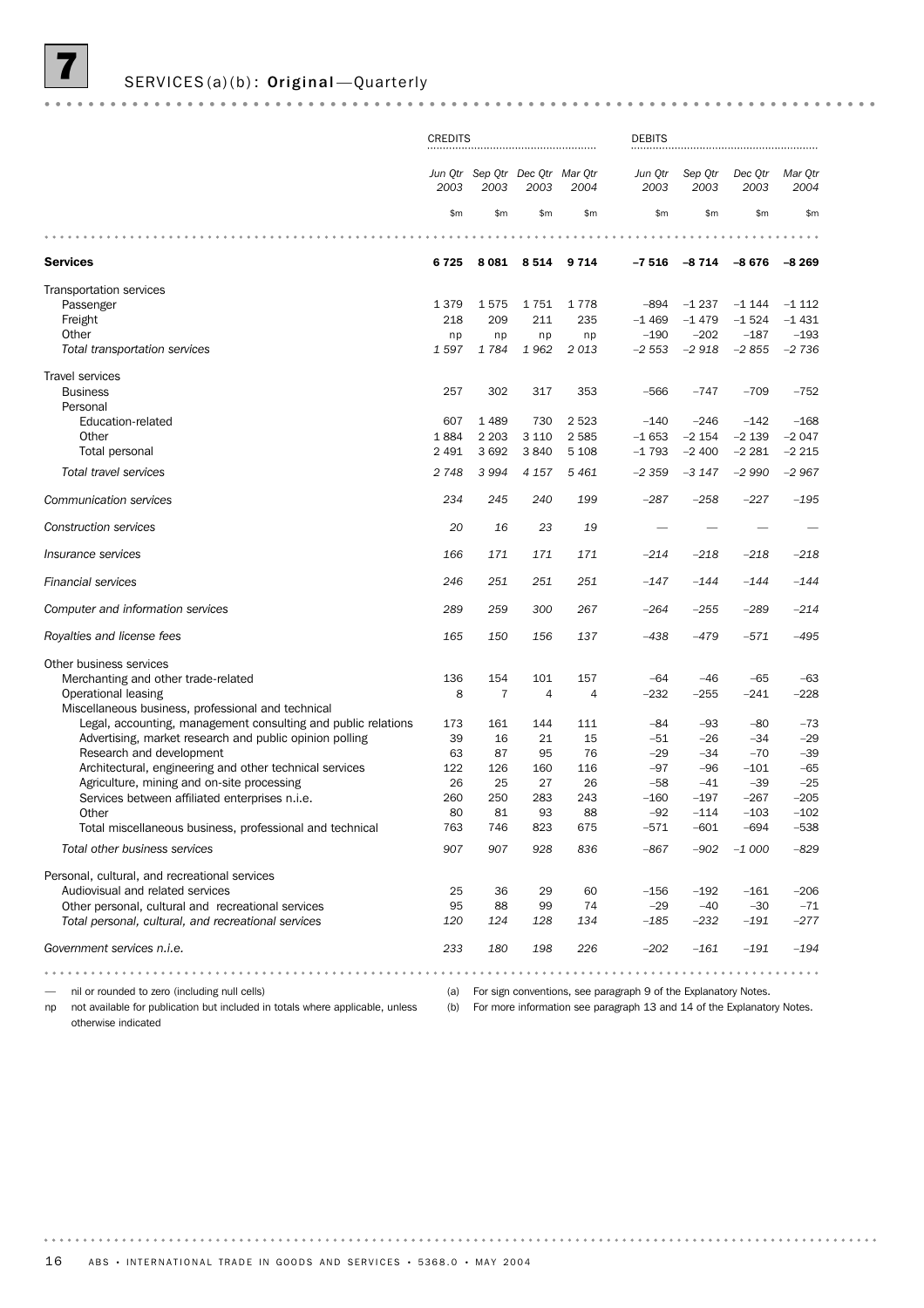## 7 SERVICES (a)(b): Original—Quarterly

| | CREDITS | | | | DEBITS | | | |
|---|---|---|---|---|---|---|---|---|
| | Jun Qtr 2003 | Sep Qtr 2003 | Dec Qtr 2003 | Mar Qtr 2004 | Jun Qtr 2003 | Sep Qtr 2003 | Dec Qtr 2003 | Mar Qtr 2004 |
| | $m | $m | $m | $m | $m | $m | $m | $m |
| **Services** | **6 725** | **8 081** | **8 514** | **9 714** | **–7 516** | **–8 714** | **–8 676** | **–8 269** |
| Transportation services | | | | | | | | |
| Passenger | 1 379 | 1 575 | 1 751 | 1 778 | –894 | –1 237 | –1 144 | –1 112 |
| Freight | 218 | 209 | 211 | 235 | –1 469 | –1 479 | –1 524 | –1 431 |
| Other | np | np | np | np | –190 | –202 | –187 | –193 |
| *Total transportation services* | *1 597* | *1 784* | *1 962* | *2 013* | *–2 553* | *–2 918* | *–2 855* | *–2 736* |
| Travel services | | | | | | | | |
| Business | 257 | 302 | 317 | 353 | –566 | –747 | –709 | –752 |
| Personal | | | | | | | | |
| Education-related | 607 | 1 489 | 730 | 2 523 | –140 | –246 | –142 | –168 |
| Other | 1 884 | 2 203 | 3 110 | 2 585 | –1 653 | –2 154 | –2 139 | –2 047 |
| Total personal | 2 491 | 3 692 | 3 840 | 5 108 | –1 793 | –2 400 | –2 281 | –2 215 |
| *Total travel services* | *2 748* | *3 994* | *4 157* | *5 461* | *–2 359* | *–3 147* | *–2 990* | *–2 967* |
| *Communication services* | *234* | *245* | *240* | *199* | *–287* | *–258* | *–227* | *–195* |
| *Construction services* | *20* | *16* | *23* | *19* | — | — | — | — |
| *Insurance services* | *166* | *171* | *171* | *171* | *–214* | *–218* | *–218* | *–218* |
| *Financial services* | *246* | *251* | *251* | *251* | *–147* | *–144* | *–144* | *–144* |
| *Computer and information services* | *289* | *259* | *300* | *267* | *–264* | *–255* | *–289* | *–214* |
| *Royalties and license fees* | *165* | *150* | *156* | *137* | *–438* | *–479* | *–571* | *–495* |
| Other business services | | | | | | | | |
| Merchanting and other trade-related | 136 | 154 | 101 | 157 | –64 | –46 | –65 | –63 |
| Operational leasing | 8 | 7 | 4 | 4 | –232 | –255 | –241 | –228 |
| Miscellaneous business, professional and technical | | | | | | | | |
| Legal, accounting, management consulting and public relations | 173 | 161 | 144 | 111 | –84 | –93 | –80 | –73 |
| Advertising, market research and public opinion polling | 39 | 16 | 21 | 15 | –51 | –26 | –34 | –29 |
| Research and development | 63 | 87 | 95 | 76 | –29 | –34 | –70 | –39 |
| Architectural, engineering and other technical services | 122 | 126 | 160 | 116 | –97 | –96 | –101 | –65 |
| Agriculture, mining and on-site processing | 26 | 25 | 27 | 26 | –58 | –41 | –39 | –25 |
| Services between affiliated enterprises n.i.e. | 260 | 250 | 283 | 243 | –160 | –197 | –267 | –205 |
| Other | 80 | 81 | 93 | 88 | –92 | –114 | –103 | –102 |
| Total miscellaneous business, professional and technical | 763 | 746 | 823 | 675 | –571 | –601 | –694 | –538 |
| *Total other business services* | *907* | *907* | *928* | *836* | *–867* | *–902* | *–1 000* | *–829* |
| Personal, cultural, and recreational services | | | | | | | | |
| Audiovisual and related services | 25 | 36 | 29 | 60 | –156 | –192 | –161 | –206 |
| Other personal, cultural and recreational services | 95 | 88 | 99 | 74 | –29 | –40 | –30 | –71 |
| *Total personal, cultural, and recreational services* | *120* | *124* | *128* | *134* | *–185* | *–232* | *–191* | *–277* |
| *Government services n.i.e.* | *233* | *180* | *198* | *226* | *–202* | *–161* | *–191* | *–194* |

— nil or rounded to zero (including null cells)

np not available for publication but included in totals where applicable, unless otherwise indicated

(a) For sign conventions, see paragraph 9 of the Explanatory Notes.

(b) For more information see paragraph 13 and 14 of the Explanatory Notes.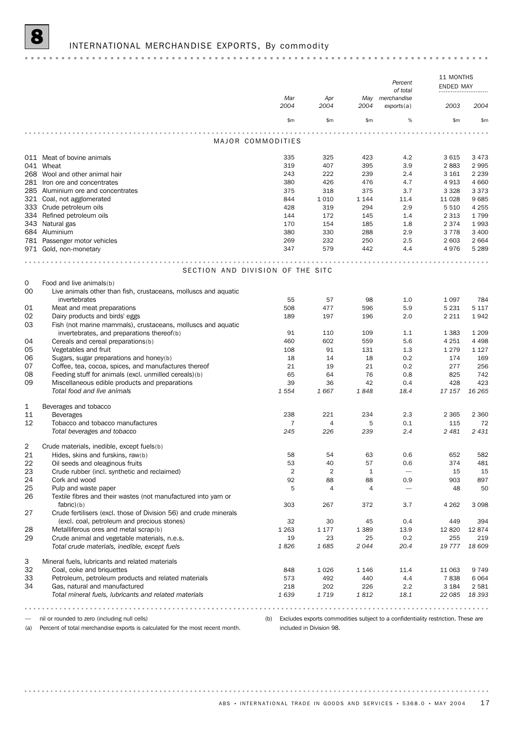# 8 INTERNATIONAL MERCHANDISE EXPORTS, By commodity

| | | Mar 2004 | Apr 2004 | May 2004 | Percent of total merchandise exports(a) | 11 MONTHS ENDED MAY 2003 | 11 MONTHS ENDED MAY 2004 |
|---|---|---|---|---|---|---|---|
| | | $m | $m | $m | % | $m | $m |
| | **MAJOR COMMODITIES** | | | | | | |
| 011 | Meat of bovine animals | 335 | 325 | 423 | 4.2 | 3 615 | 3 473 |
| 041 | Wheat | 319 | 407 | 395 | 3.9 | 2 883 | 2 995 |
| 268 | Wool and other animal hair | 243 | 222 | 239 | 2.4 | 3 161 | 2 239 |
| 281 | Iron ore and concentrates | 380 | 426 | 476 | 4.7 | 4 913 | 4 660 |
| 285 | Aluminium ore and concentrates | 375 | 318 | 375 | 3.7 | 3 328 | 3 373 |
| 321 | Coal, not agglomerated | 844 | 1 010 | 1 144 | 11.4 | 11 028 | 9 685 |
| 333 | Crude petroleum oils | 428 | 319 | 294 | 2.9 | 5 510 | 4 255 |
| 334 | Refined petroleum oils | 144 | 172 | 145 | 1.4 | 2 313 | 1 799 |
| 343 | Natural gas | 170 | 154 | 185 | 1.8 | 2 374 | 1 993 |
| 684 | Aluminium | 380 | 330 | 288 | 2.9 | 3 778 | 3 400 |
| 781 | Passenger motor vehicles | 269 | 232 | 250 | 2.5 | 2 603 | 2 664 |
| 971 | Gold, non-monetary | 347 | 579 | 442 | 4.4 | 4 976 | 5 289 |
| | **SECTION AND DIVISION OF THE SITC** | | | | | | |
| 0 | Food and live animals(b) | | | | | | |
| 00 | Live animals other than fish, crustaceans, molluscs and aquatic invertebrates | 55 | 57 | 98 | 1.0 | 1 097 | 784 |
| 01 | Meat and meat preparations | 508 | 477 | 596 | 5.9 | 5 231 | 5 117 |
| 02 | Dairy products and birds' eggs | 189 | 197 | 196 | 2.0 | 2 211 | 1 942 |
| 03 | Fish (not marine mammals), crustaceans, molluscs and aquatic invertebrates, and preparations thereof(b) | 91 | 110 | 109 | 1.1 | 1 383 | 1 209 |
| 04 | Cereals and cereal preparations(b) | 460 | 602 | 559 | 5.6 | 4 251 | 4 498 |
| 05 | Vegetables and fruit | 108 | 91 | 131 | 1.3 | 1 279 | 1 127 |
| 06 | Sugars, sugar preparations and honey(b) | 18 | 14 | 18 | 0.2 | 174 | 169 |
| 07 | Coffee, tea, cocoa, spices, and manufactures thereof | 21 | 19 | 21 | 0.2 | 277 | 256 |
| 08 | Feeding stuff for animals (excl. unmilled cereals)(b) | 65 | 64 | 76 | 0.8 | 825 | 742 |
| 09 | Miscellaneous edible products and preparations | 39 | 36 | 42 | 0.4 | 428 | 423 |
| | *Total food and live animals* | *1 554* | *1 667* | *1 848* | *18.4* | *17 157* | *16 265* |
| 1 | Beverages and tobacco | | | | | | |
| 11 | Beverages | 238 | 221 | 234 | 2.3 | 2 365 | 2 360 |
| 12 | Tobacco and tobacco manufactures | 7 | 4 | 5 | 0.1 | 115 | 72 |
| | *Total beverages and tobacco* | *245* | *226* | *239* | *2.4* | *2 481* | *2 431* |
| 2 | Crude materials, inedible, except fuels(b) | | | | | | |
| 21 | Hides, skins and furskins, raw(b) | 58 | 54 | 63 | 0.6 | 652 | 582 |
| 22 | Oil seeds and oleaginous fruits | 53 | 40 | 57 | 0.6 | 374 | 481 |
| 23 | Crude rubber (incl. synthetic and reclaimed) | 2 | 2 | 1 | — | 15 | 15 |
| 24 | Cork and wood | 92 | 88 | 88 | 0.9 | 903 | 897 |
| 25 | Pulp and waste paper | 5 | 4 | 4 | — | 48 | 50 |
| 26 | Textile fibres and their wastes (not manufactured into yarn or fabric)(b) | 303 | 267 | 372 | 3.7 | 4 262 | 3 098 |
| 27 | Crude fertilisers (excl. those of Division 56) and crude minerals (excl. coal, petroleum and precious stones) | 32 | 30 | 45 | 0.4 | 449 | 394 |
| 28 | Metalliferous ores and metal scrap(b) | 1 263 | 1 177 | 1 389 | 13.9 | 12 820 | 12 874 |
| 29 | Crude animal and vegetable materials, n.e.s. | 19 | 23 | 25 | 0.2 | 255 | 219 |
| | *Total crude materials, inedible, except fuels* | *1 826* | *1 685* | *2 044* | *20.4* | *19 777* | *18 609* |
| 3 | Mineral fuels, lubricants and related materials | | | | | | |
| 32 | Coal, coke and briquettes | 848 | 1 026 | 1 146 | 11.4 | 11 063 | 9 749 |
| 33 | Petroleum, petroleum products and related materials | 573 | 492 | 440 | 4.4 | 7 838 | 6 064 |
| 34 | Gas, natural and manufactured | 218 | 202 | 226 | 2.2 | 3 184 | 2 581 |
| | *Total mineral fuels, lubricants and related materials* | *1 639* | *1 719* | *1 812* | *18.1* | *22 085* | *18 393* |

— nil or rounded to zero (including null cells)

(a) Percent of total merchandise exports is calculated for the most recent month.

(b) Excludes exports commodities subject to a confidentiality restriction. These are included in Division 98.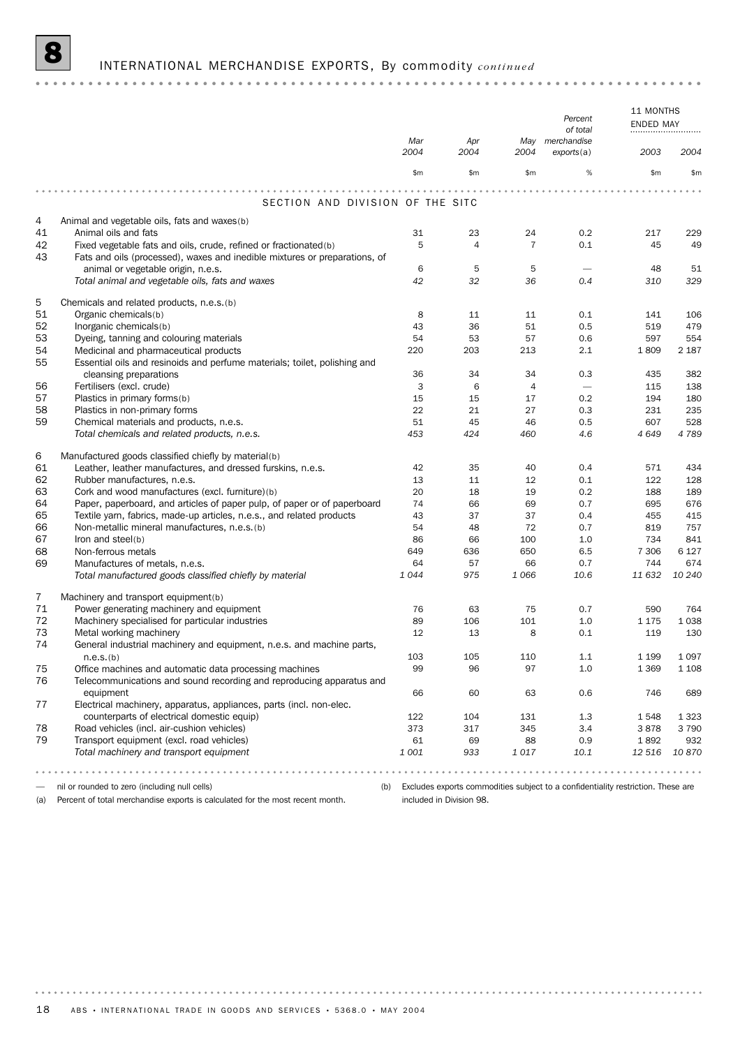# 8 INTERNATIONAL MERCHANDISE EXPORTS, By commodity *continued*

| | | Mar 2004 | Apr 2004 | May 2004 | Percent of total merchandise exports(a) | 11 MONTHS ENDED MAY 2003 | 11 MONTHS ENDED MAY 2004 |
|---|---|---|---|---|---|---|---|
| | | $m | $m | $m | % | $m | $m |
| | **SECTION AND DIVISION OF THE SITC** | | | | | | |
| 4 | Animal and vegetable oils, fats and waxes(b) | | | | | | |
| 41 | Animal oils and fats | 31 | 23 | 24 | 0.2 | 217 | 229 |
| 42 | Fixed vegetable fats and oils, crude, refined or fractionated(b) | 5 | 4 | 7 | 0.1 | 45 | 49 |
| 43 | Fats and oils (processed), waxes and inedible mixtures or preparations, of animal or vegetable origin, n.e.s. | 6 | 5 | 5 | — | 48 | 51 |
| | *Total animal and vegetable oils, fats and waxes* | *42* | *32* | *36* | *0.4* | *310* | *329* |
| 5 | Chemicals and related products, n.e.s.(b) | | | | | | |
| 51 | Organic chemicals(b) | 8 | 11 | 11 | 0.1 | 141 | 106 |
| 52 | Inorganic chemicals(b) | 43 | 36 | 51 | 0.5 | 519 | 479 |
| 53 | Dyeing, tanning and colouring materials | 54 | 53 | 57 | 0.6 | 597 | 554 |
| 54 | Medicinal and pharmaceutical products | 220 | 203 | 213 | 2.1 | 1 809 | 2 187 |
| 55 | Essential oils and resinoids and perfume materials; toilet, polishing and cleansing preparations | 36 | 34 | 34 | 0.3 | 435 | 382 |
| 56 | Fertilisers (excl. crude) | 3 | 6 | 4 | — | 115 | 138 |
| 57 | Plastics in primary forms(b) | 15 | 15 | 17 | 0.2 | 194 | 180 |
| 58 | Plastics in non-primary forms | 22 | 21 | 27 | 0.3 | 231 | 235 |
| 59 | Chemical materials and products, n.e.s. | 51 | 45 | 46 | 0.5 | 607 | 528 |
| | *Total chemicals and related products, n.e.s.* | *453* | *424* | *460* | *4.6* | *4 649* | *4 789* |
| 6 | Manufactured goods classified chiefly by material(b) | | | | | | |
| 61 | Leather, leather manufactures, and dressed furskins, n.e.s. | 42 | 35 | 40 | 0.4 | 571 | 434 |
| 62 | Rubber manufactures, n.e.s. | 13 | 11 | 12 | 0.1 | 122 | 128 |
| 63 | Cork and wood manufactures (excl. furniture)(b) | 20 | 18 | 19 | 0.2 | 188 | 189 |
| 64 | Paper, paperboard, and articles of paper pulp, of paper or of paperboard | 74 | 66 | 69 | 0.7 | 695 | 676 |
| 65 | Textile yarn, fabrics, made-up articles, n.e.s., and related products | 43 | 37 | 37 | 0.4 | 455 | 415 |
| 66 | Non-metallic mineral manufactures, n.e.s.(b) | 54 | 48 | 72 | 0.7 | 819 | 757 |
| 67 | Iron and steel(b) | 86 | 66 | 100 | 1.0 | 734 | 841 |
| 68 | Non-ferrous metals | 649 | 636 | 650 | 6.5 | 7 306 | 6 127 |
| 69 | Manufactures of metals, n.e.s. | 64 | 57 | 66 | 0.7 | 744 | 674 |
| | *Total manufactured goods classified chiefly by material* | *1 044* | *975* | *1 066* | *10.6* | *11 632* | *10 240* |
| 7 | Machinery and transport equipment(b) | | | | | | |
| 71 | Power generating machinery and equipment | 76 | 63 | 75 | 0.7 | 590 | 764 |
| 72 | Machinery specialised for particular industries | 89 | 106 | 101 | 1.0 | 1 175 | 1 038 |
| 73 | Metal working machinery | 12 | 13 | 8 | 0.1 | 119 | 130 |
| 74 | General industrial machinery and equipment, n.e.s. and machine parts, n.e.s.(b) | 103 | 105 | 110 | 1.1 | 1 199 | 1 097 |
| 75 | Office machines and automatic data processing machines | 99 | 96 | 97 | 1.0 | 1 369 | 1 108 |
| 76 | Telecommunications and sound recording and reproducing apparatus and equipment | 66 | 60 | 63 | 0.6 | 746 | 689 |
| 77 | Electrical machinery, apparatus, appliances, parts (incl. non-elec. counterparts of electrical domestic equip) | 122 | 104 | 131 | 1.3 | 1 548 | 1 323 |
| 78 | Road vehicles (incl. air-cushion vehicles) | 373 | 317 | 345 | 3.4 | 3 878 | 3 790 |
| 79 | Transport equipment (excl. road vehicles) | 61 | 69 | 88 | 0.9 | 1 892 | 932 |
| | *Total machinery and transport equipment* | *1 001* | *933* | *1 017* | *10.1* | *12 516* | *10 870* |

— nil or rounded to zero (including null cells)

(a) Percent of total merchandise exports is calculated for the most recent month.

(b) Excludes exports commodities subject to a confidentiality restriction. These are included in Division 98.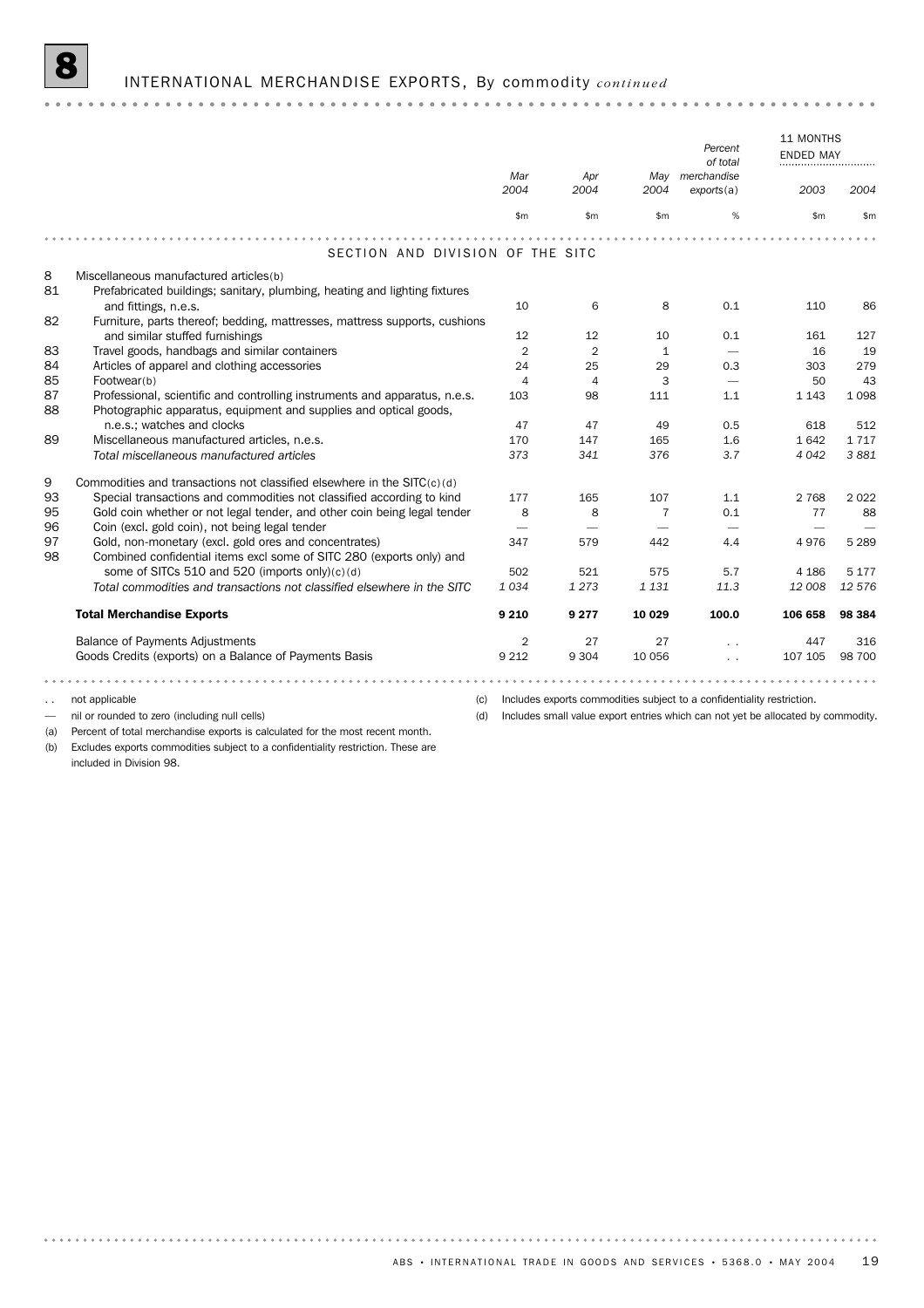## 8 INTERNATIONAL MERCHANDISE EXPORTS, By commodity *continued*

| | | Mar 2004 | Apr 2004 | May 2004 | Percent of total merchandise exports(a) | 11 MONTHS ENDED MAY 2003 | 2004 |
|---|---|---|---|---|---|---|---|
| | | $m | $m | $m | % | $m | $m |
| | SECTION AND DIVISION OF THE SITC | | | | | | |
| 8 | Miscellaneous manufactured articles(b) | | | | | | |
| 81 | Prefabricated buildings; sanitary, plumbing, heating and lighting fixtures and fittings, n.e.s. | 10 | 6 | 8 | 0.1 | 110 | 86 |
| 82 | Furniture, parts thereof; bedding, mattresses, mattress supports, cushions and similar stuffed furnishings | 12 | 12 | 10 | 0.1 | 161 | 127 |
| 83 | Travel goods, handbags and similar containers | 2 | 2 | 1 | — | 16 | 19 |
| 84 | Articles of apparel and clothing accessories | 24 | 25 | 29 | 0.3 | 303 | 279 |
| 85 | Footwear(b) | 4 | 4 | 3 | — | 50 | 43 |
| 87 | Professional, scientific and controlling instruments and apparatus, n.e.s. | 103 | 98 | 111 | 1.1 | 1 143 | 1 098 |
| 88 | Photographic apparatus, equipment and supplies and optical goods, n.e.s.; watches and clocks | 47 | 47 | 49 | 0.5 | 618 | 512 |
| 89 | Miscellaneous manufactured articles, n.e.s. | 170 | 147 | 165 | 1.6 | 1 642 | 1 717 |
| | *Total miscellaneous manufactured articles* | *373* | *341* | *376* | *3.7* | *4 042* | *3 881* |
| 9 | Commodities and transactions not classified elsewhere in the SITC(c)(d) | | | | | | |
| 93 | Special transactions and commodities not classified according to kind | 177 | 165 | 107 | 1.1 | 2 768 | 2 022 |
| 95 | Gold coin whether or not legal tender, and other coin being legal tender | 8 | 8 | 7 | 0.1 | 77 | 88 |
| 96 | Coin (excl. gold coin), not being legal tender | — | — | — | — | — | — |
| 97 | Gold, non-monetary (excl. gold ores and concentrates) | 347 | 579 | 442 | 4.4 | 4 976 | 5 289 |
| 98 | Combined confidential items excl some of SITC 280 (exports only) and some of SITCs 510 and 520 (imports only)(c)(d) | 502 | 521 | 575 | 5.7 | 4 186 | 5 177 |
| | *Total commodities and transactions not classified elsewhere in the SITC* | *1 034* | *1 273* | *1 131* | *11.3* | *12 008* | *12 576* |
| | **Total Merchandise Exports** | **9 210** | **9 277** | **10 029** | **100.0** | **106 658** | **98 384** |
| | Balance of Payments Adjustments | 2 | 27 | 27 | . . | 447 | 316 |
| | Goods Credits (exports) on a Balance of Payments Basis | 9 212 | 9 304 | 10 056 | . . | 107 105 | 98 700 |

. . not applicable

— nil or rounded to zero (including null cells)

(a) Percent of total merchandise exports is calculated for the most recent month.

(b) Excludes exports commodities subject to a confidentiality restriction. These are included in Division 98.

(c) Includes exports commodities subject to a confidentiality restriction.

(d) Includes small value export entries which can not yet be allocated by commodity.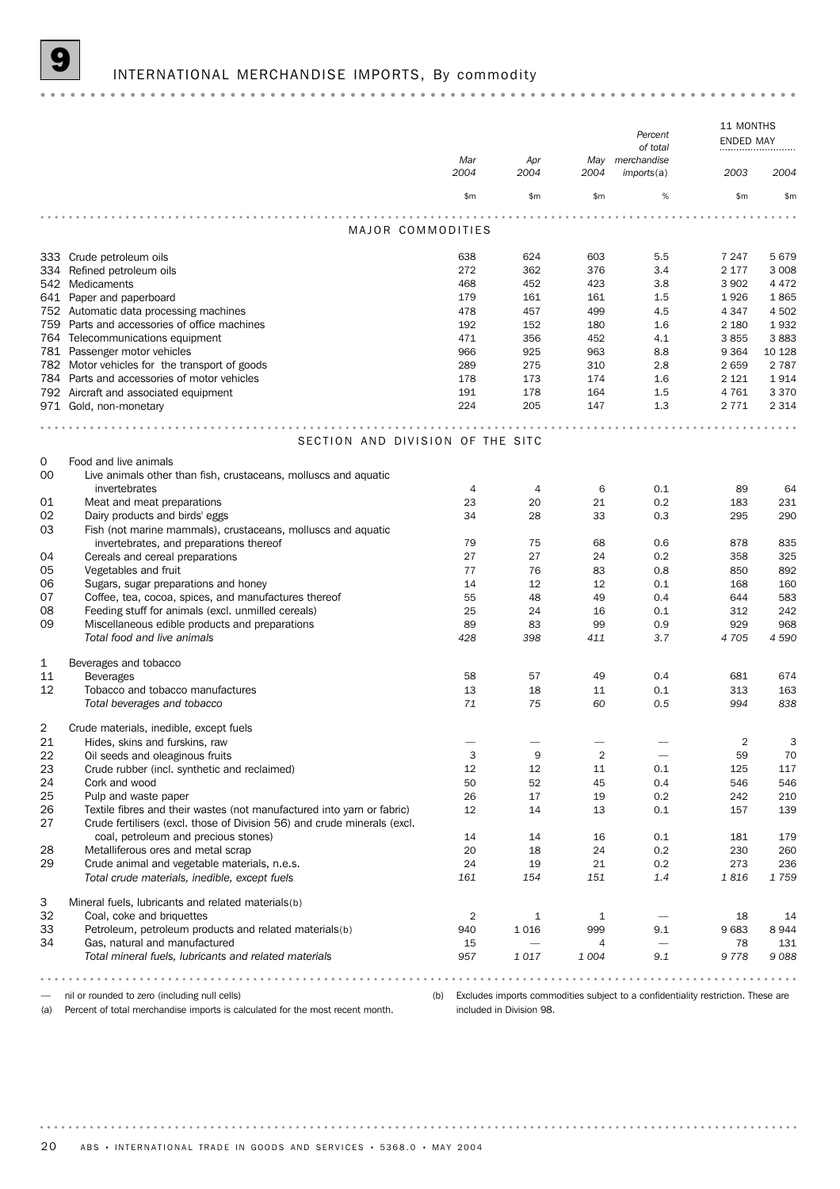# 9 INTERNATIONAL MERCHANDISE IMPORTS, By commodity

| | | Mar 2004 | Apr 2004 | May 2004 | Percent of total merchandise imports(a) | 11 MONTHS ENDED MAY 2003 | 11 MONTHS ENDED MAY 2004 |
|---|---|---|---|---|---|---|---|
| | | $m | $m | $m | % | $m | $m |
| | **MAJOR COMMODITIES** | | | | | | |
| 333 | Crude petroleum oils | 638 | 624 | 603 | 5.5 | 7 247 | 5 679 |
| 334 | Refined petroleum oils | 272 | 362 | 376 | 3.4 | 2 177 | 3 008 |
| 542 | Medicaments | 468 | 452 | 423 | 3.8 | 3 902 | 4 472 |
| 641 | Paper and paperboard | 179 | 161 | 161 | 1.5 | 1 926 | 1 865 |
| 752 | Automatic data processing machines | 478 | 457 | 499 | 4.5 | 4 347 | 4 502 |
| 759 | Parts and accessories of office machines | 192 | 152 | 180 | 1.6 | 2 180 | 1 932 |
| 764 | Telecommunications equipment | 471 | 356 | 452 | 4.1 | 3 855 | 3 883 |
| 781 | Passenger motor vehicles | 966 | 925 | 963 | 8.8 | 9 364 | 10 128 |
| 782 | Motor vehicles for the transport of goods | 289 | 275 | 310 | 2.8 | 2 659 | 2 787 |
| 784 | Parts and accessories of motor vehicles | 178 | 173 | 174 | 1.6 | 2 121 | 1 914 |
| 792 | Aircraft and associated equipment | 191 | 178 | 164 | 1.5 | 4 761 | 3 370 |
| 971 | Gold, non-monetary | 224 | 205 | 147 | 1.3 | 2 771 | 2 314 |
| | **SECTION AND DIVISION OF THE SITC** | | | | | | |
| 0 | Food and live animals | | | | | | |
| 00 | Live animals other than fish, crustaceans, molluscs and aquatic invertebrates | 4 | 4 | 6 | 0.1 | 89 | 64 |
| 01 | Meat and meat preparations | 23 | 20 | 21 | 0.2 | 183 | 231 |
| 02 | Dairy products and birds' eggs | 34 | 28 | 33 | 0.3 | 295 | 290 |
| 03 | Fish (not marine mammals), crustaceans, molluscs and aquatic invertebrates, and preparations thereof | 79 | 75 | 68 | 0.6 | 878 | 835 |
| 04 | Cereals and cereal preparations | 27 | 27 | 24 | 0.2 | 358 | 325 |
| 05 | Vegetables and fruit | 77 | 76 | 83 | 0.8 | 850 | 892 |
| 06 | Sugars, sugar preparations and honey | 14 | 12 | 12 | 0.1 | 168 | 160 |
| 07 | Coffee, tea, cocoa, spices, and manufactures thereof | 55 | 48 | 49 | 0.4 | 644 | 583 |
| 08 | Feeding stuff for animals (excl. unmilled cereals) | 25 | 24 | 16 | 0.1 | 312 | 242 |
| 09 | Miscellaneous edible products and preparations | 89 | 83 | 99 | 0.9 | 929 | 968 |
| | *Total food and live animals* | *428* | *398* | *411* | *3.7* | *4 705* | *4 590* |
| 1 | Beverages and tobacco | | | | | | |
| 11 | Beverages | 58 | 57 | 49 | 0.4 | 681 | 674 |
| 12 | Tobacco and tobacco manufactures | 13 | 18 | 11 | 0.1 | 313 | 163 |
| | *Total beverages and tobacco* | *71* | *75* | *60* | *0.5* | *994* | *838* |
| 2 | Crude materials, inedible, except fuels | | | | | | |
| 21 | Hides, skins and furskins, raw | — | — | — | — | 2 | 3 |
| 22 | Oil seeds and oleaginous fruits | 3 | 9 | 2 | — | 59 | 70 |
| 23 | Crude rubber (incl. synthetic and reclaimed) | 12 | 12 | 11 | 0.1 | 125 | 117 |
| 24 | Cork and wood | 50 | 52 | 45 | 0.4 | 546 | 546 |
| 25 | Pulp and waste paper | 26 | 17 | 19 | 0.2 | 242 | 210 |
| 26 | Textile fibres and their wastes (not manufactured into yarn or fabric) | 12 | 14 | 13 | 0.1 | 157 | 139 |
| 27 | Crude fertilisers (excl. those of Division 56) and crude minerals (excl. coal, petroleum and precious stones) | 14 | 14 | 16 | 0.1 | 181 | 179 |
| 28 | Metalliferous ores and metal scrap | 20 | 18 | 24 | 0.2 | 230 | 260 |
| 29 | Crude animal and vegetable materials, n.e.s. | 24 | 19 | 21 | 0.2 | 273 | 236 |
| | *Total crude materials, inedible, except fuels* | *161* | *154* | *151* | *1.4* | *1 816* | *1 759* |
| 3 | Mineral fuels, lubricants and related materials(b) | | | | | | |
| 32 | Coal, coke and briquettes | 2 | 1 | 1 | — | 18 | 14 |
| 33 | Petroleum, petroleum products and related materials(b) | 940 | 1 016 | 999 | 9.1 | 9 683 | 8 944 |
| 34 | Gas, natural and manufactured | 15 | — | 4 | — | 78 | 131 |
| | *Total mineral fuels, lubricants and related materials* | *957* | *1 017* | *1 004* | *9.1* | *9 778* | *9 088* |

— nil or rounded to zero (including null cells)

(a) Percent of total merchandise imports is calculated for the most recent month.

(b) Excludes imports commodities subject to a confidentiality restriction. These are included in Division 98.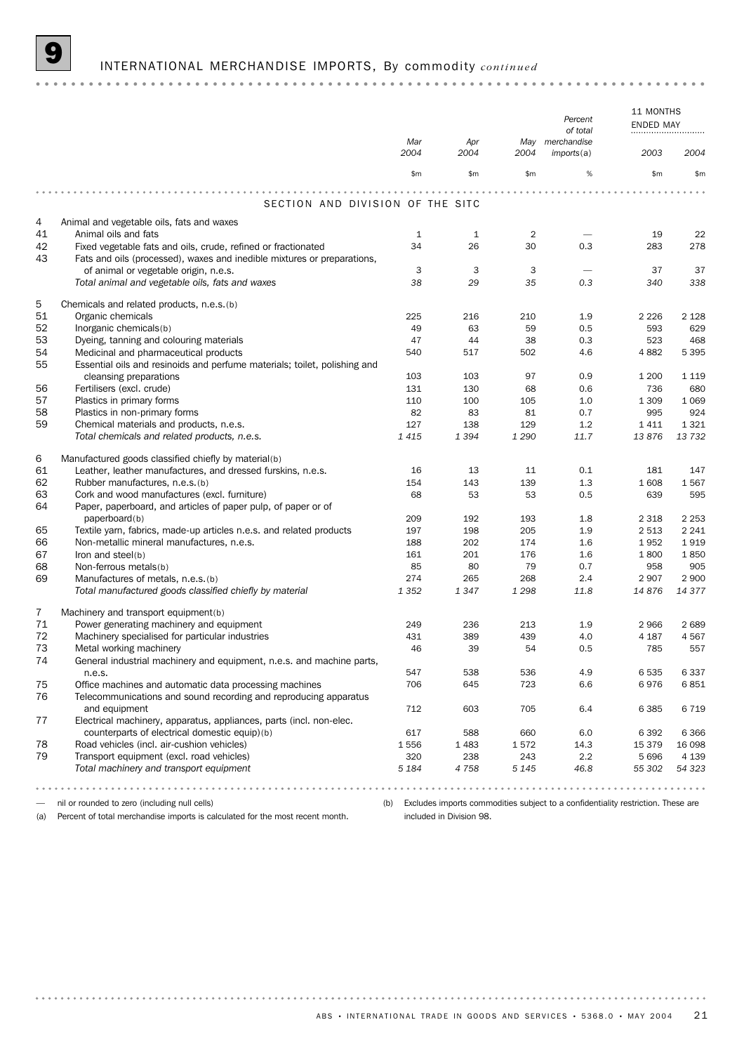# 9 INTERNATIONAL MERCHANDISE IMPORTS, By commodity *continued*

| | | Mar 2004 | Apr 2004 | May 2004 | Percent of total merchandise imports(a) | 11 MONTHS ENDED MAY 2003 | 11 MONTHS ENDED MAY 2004 |
|---|---|---|---|---|---|---|---|
| | | $m | $m | $m | % | $m | $m |
| | **SECTION AND DIVISION OF THE SITC** | | | | | | |
| 4 | Animal and vegetable oils, fats and waxes | | | | | | |
| 41 | Animal oils and fats | 1 | 1 | 2 | — | 19 | 22 |
| 42 | Fixed vegetable fats and oils, crude, refined or fractionated | 34 | 26 | 30 | 0.3 | 283 | 278 |
| 43 | Fats and oils (processed), waxes and inedible mixtures or preparations, of animal or vegetable origin, n.e.s. | 3 | 3 | 3 | — | 37 | 37 |
| | *Total animal and vegetable oils, fats and waxes* | *38* | *29* | *35* | *0.3* | *340* | *338* |
| 5 | Chemicals and related products, n.e.s.(b) | | | | | | |
| 51 | Organic chemicals | 225 | 216 | 210 | 1.9 | 2 226 | 2 128 |
| 52 | Inorganic chemicals(b) | 49 | 63 | 59 | 0.5 | 593 | 629 |
| 53 | Dyeing, tanning and colouring materials | 47 | 44 | 38 | 0.3 | 523 | 468 |
| 54 | Medicinal and pharmaceutical products | 540 | 517 | 502 | 4.6 | 4 882 | 5 395 |
| 55 | Essential oils and resinoids and perfume materials; toilet, polishing and cleansing preparations | 103 | 103 | 97 | 0.9 | 1 200 | 1 119 |
| 56 | Fertilisers (excl. crude) | 131 | 130 | 68 | 0.6 | 736 | 680 |
| 57 | Plastics in primary forms | 110 | 100 | 105 | 1.0 | 1 309 | 1 069 |
| 58 | Plastics in non-primary forms | 82 | 83 | 81 | 0.7 | 995 | 924 |
| 59 | Chemical materials and products, n.e.s. | 127 | 138 | 129 | 1.2 | 1 411 | 1 321 |
| | *Total chemicals and related products, n.e.s.* | *1 415* | *1 394* | *1 290* | *11.7* | *13 876* | *13 732* |
| 6 | Manufactured goods classified chiefly by material(b) | | | | | | |
| 61 | Leather, leather manufactures, and dressed furskins, n.e.s. | 16 | 13 | 11 | 0.1 | 181 | 147 |
| 62 | Rubber manufactures, n.e.s.(b) | 154 | 143 | 139 | 1.3 | 1 608 | 1 567 |
| 63 | Cork and wood manufactures (excl. furniture) | 68 | 53 | 53 | 0.5 | 639 | 595 |
| 64 | Paper, paperboard, and articles of paper pulp, of paper or of paperboard(b) | 209 | 192 | 193 | 1.8 | 2 318 | 2 253 |
| 65 | Textile yarn, fabrics, made-up articles n.e.s. and related products | 197 | 198 | 205 | 1.9 | 2 513 | 2 241 |
| 66 | Non-metallic mineral manufactures, n.e.s. | 188 | 202 | 174 | 1.6 | 1 952 | 1 919 |
| 67 | Iron and steel(b) | 161 | 201 | 176 | 1.6 | 1 800 | 1 850 |
| 68 | Non-ferrous metals(b) | 85 | 80 | 79 | 0.7 | 958 | 905 |
| 69 | Manufactures of metals, n.e.s.(b) | 274 | 265 | 268 | 2.4 | 2 907 | 2 900 |
| | *Total manufactured goods classified chiefly by material* | *1 352* | *1 347* | *1 298* | *11.8* | *14 876* | *14 377* |
| 7 | Machinery and transport equipment(b) | | | | | | |
| 71 | Power generating machinery and equipment | 249 | 236 | 213 | 1.9 | 2 966 | 2 689 |
| 72 | Machinery specialised for particular industries | 431 | 389 | 439 | 4.0 | 4 187 | 4 567 |
| 73 | Metal working machinery | 46 | 39 | 54 | 0.5 | 785 | 557 |
| 74 | General industrial machinery and equipment, n.e.s. and machine parts, n.e.s. | 547 | 538 | 536 | 4.9 | 6 535 | 6 337 |
| 75 | Office machines and automatic data processing machines | 706 | 645 | 723 | 6.6 | 6 976 | 6 851 |
| 76 | Telecommunications and sound recording and reproducing apparatus and equipment | 712 | 603 | 705 | 6.4 | 6 385 | 6 719 |
| 77 | Electrical machinery, apparatus, appliances, parts (incl. non-elec. counterparts of electrical domestic equip)(b) | 617 | 588 | 660 | 6.0 | 6 392 | 6 366 |
| 78 | Road vehicles (incl. air-cushion vehicles) | 1 556 | 1 483 | 1 572 | 14.3 | 15 379 | 16 098 |
| 79 | Transport equipment (excl. road vehicles) | 320 | 238 | 243 | 2.2 | 5 696 | 4 139 |
| | *Total machinery and transport equipment* | *5 184* | *4 758* | *5 145* | *46.8* | *55 302* | *54 323* |

— nil or rounded to zero (including null cells)

(a) Percent of total merchandise imports is calculated for the most recent month.

(b) Excludes imports commodities subject to a confidentiality restriction. These are included in Division 98.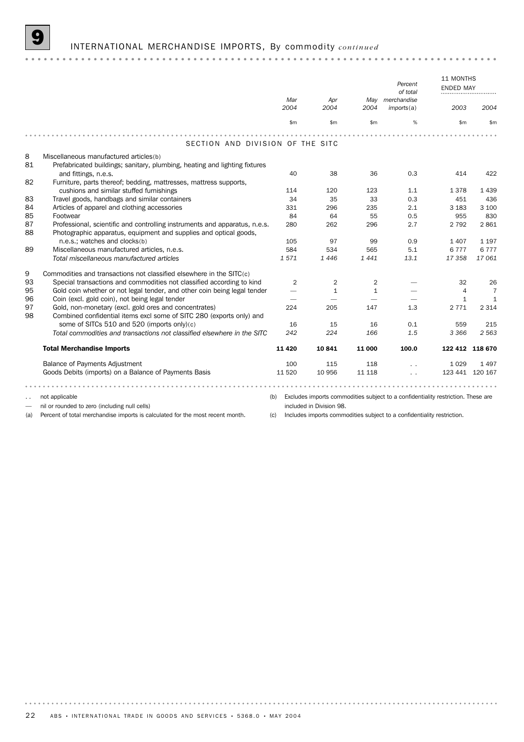## 9 INTERNATIONAL MERCHANDISE IMPORTS, By commodity *continued*

| | | Mar 2004 | Apr 2004 | May 2004 | Percent of total merchandise imports(a) | 11 MONTHS ENDED MAY 2003 | 2004 |
|---|---|---|---|---|---|---|---|
| | | $m | $m | $m | % | $m | $m |
| | SECTION AND DIVISION OF THE SITC | | | | | | |
| 8 | Miscellaneous manufactured articles(b) | | | | | | |
| 81 | Prefabricated buildings; sanitary, plumbing, heating and lighting fixtures and fittings, n.e.s. | 40 | 38 | 36 | 0.3 | 414 | 422 |
| 82 | Furniture, parts thereof; bedding, mattresses, mattress supports, cushions and similar stuffed furnishings | 114 | 120 | 123 | 1.1 | 1 378 | 1 439 |
| 83 | Travel goods, handbags and similar containers | 34 | 35 | 33 | 0.3 | 451 | 436 |
| 84 | Articles of apparel and clothing accessories | 331 | 296 | 235 | 2.1 | 3 183 | 3 100 |
| 85 | Footwear | 84 | 64 | 55 | 0.5 | 955 | 830 |
| 87 | Professional, scientific and controlling instruments and apparatus, n.e.s. | 280 | 262 | 296 | 2.7 | 2 792 | 2 861 |
| 88 | Photographic apparatus, equipment and supplies and optical goods, n.e.s.; watches and clocks(b) | 105 | 97 | 99 | 0.9 | 1 407 | 1 197 |
| 89 | Miscellaneous manufactured articles, n.e.s. | 584 | 534 | 565 | 5.1 | 6 777 | 6 777 |
| | *Total miscellaneous manufactured articles* | *1 571* | *1 446* | *1 441* | *13.1* | *17 358* | *17 061* |
| 9 | Commodities and transactions not classified elsewhere in the SITC(c) | | | | | | |
| 93 | Special transactions and commodities not classified according to kind | 2 | 2 | 2 | — | 32 | 26 |
| 95 | Gold coin whether or not legal tender, and other coin being legal tender | — | 1 | 1 | — | 4 | 7 |
| 96 | Coin (excl. gold coin), not being legal tender | — | — | — | — | 1 | 1 |
| 97 | Gold, non-monetary (excl. gold ores and concentrates) | 224 | 205 | 147 | 1.3 | 2 771 | 2 314 |
| 98 | Combined confidential items excl some of SITC 280 (exports only) and some of SITCs 510 and 520 (imports only)(c) | 16 | 15 | 16 | 0.1 | 559 | 215 |
| | *Total commodities and transactions not classified elsewhere in the SITC* | *242* | *224* | *166* | *1.5* | *3 366* | *2 563* |
| | **Total Merchandise Imports** | **11 420** | **10 841** | **11 000** | **100.0** | **122 412** | **118 670** |
| | Balance of Payments Adjustment | 100 | 115 | 118 | . . | 1 029 | 1 497 |
| | Goods Debits (imports) on a Balance of Payments Basis | 11 520 | 10 956 | 11 118 | . . | 123 441 | 120 167 |

. . not applicable

— nil or rounded to zero (including null cells)

(a) Percent of total merchandise imports is calculated for the most recent month.

(b) Excludes imports commodities subject to a confidentiality restriction. These are included in Division 98.

(c) Includes imports commodities subject to a confidentiality restriction.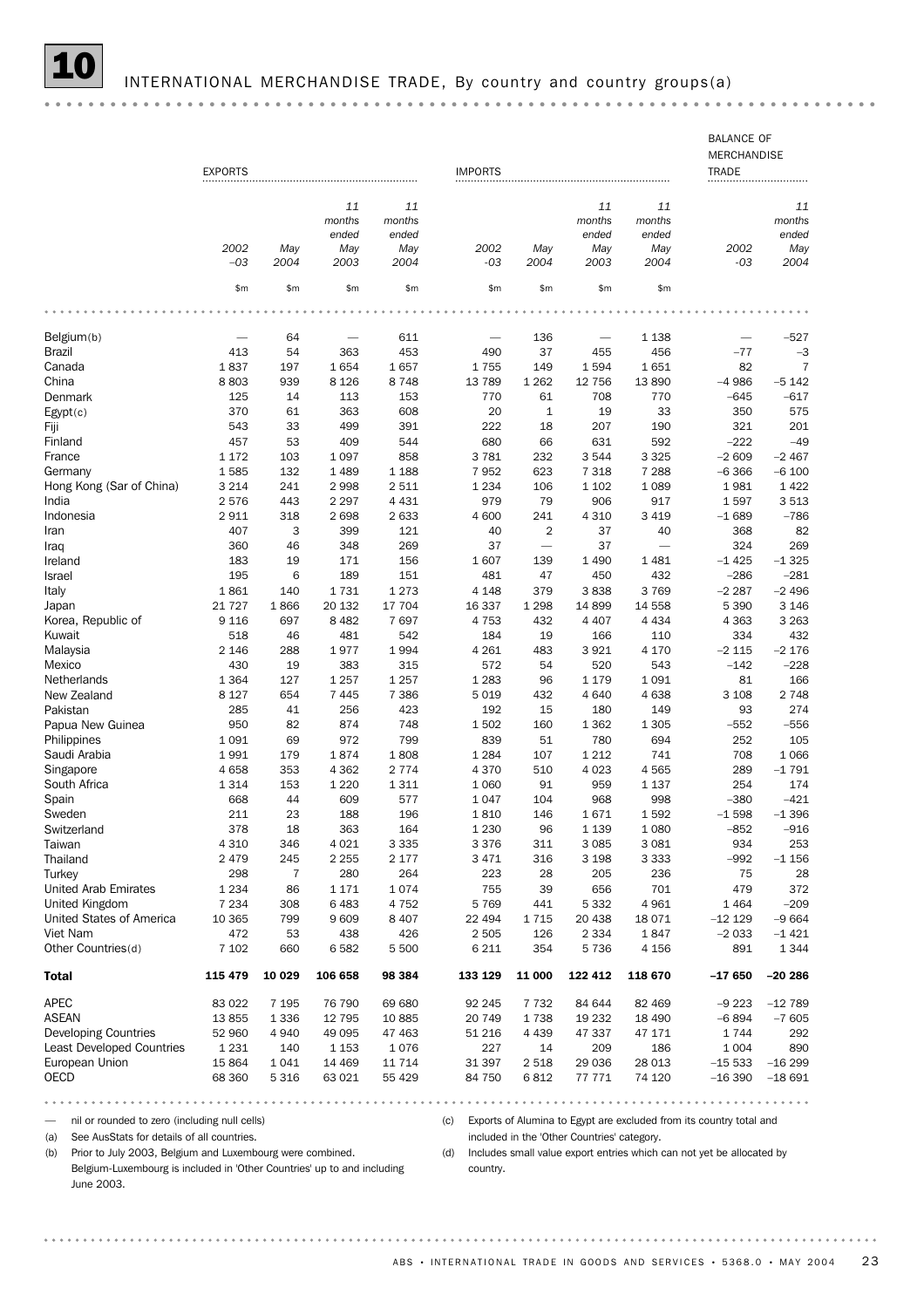# 10 INTERNATIONAL MERCHANDISE TRADE, By country and country groups(a)

| | EXPORTS | | | | IMPORTS | | | | BALANCE OF MERCHANDISE TRADE | |
|---|---|---|---|---|---|---|---|---|---|---|
| | 2002–03 | May 2004 | 11 months ended May 2003 | 11 months ended May 2004 | 2002–03 | May 2004 | 11 months ended May 2003 | 11 months ended May 2004 | 2002–03 | 11 months ended May 2004 |
| | $m | $m | $m | $m | $m | $m | $m | $m | | |
| Belgium(b) | — | 64 | — | 611 | — | 136 | — | 1 138 | — | –527 |
| Brazil | 413 | 54 | 363 | 453 | 490 | 37 | 455 | 456 | –77 | –3 |
| Canada | 1 837 | 197 | 1 654 | 1 657 | 1 755 | 149 | 1 594 | 1 651 | 82 | 7 |
| China | 8 803 | 939 | 8 126 | 8 748 | 13 789 | 1 262 | 12 756 | 13 890 | –4 986 | –5 142 |
| Denmark | 125 | 14 | 113 | 153 | 770 | 61 | 708 | 770 | –645 | –617 |
| Egypt(c) | 370 | 61 | 363 | 608 | 20 | 1 | 19 | 33 | 350 | 575 |
| Fiji | 543 | 33 | 499 | 391 | 222 | 18 | 207 | 190 | 321 | 201 |
| Finland | 457 | 53 | 409 | 544 | 680 | 66 | 631 | 592 | –222 | –49 |
| France | 1 172 | 103 | 1 097 | 858 | 3 781 | 232 | 3 544 | 3 325 | –2 609 | –2 467 |
| Germany | 1 585 | 132 | 1 489 | 1 188 | 7 952 | 623 | 7 318 | 7 288 | –6 366 | –6 100 |
| Hong Kong (Sar of China) | 3 214 | 241 | 2 998 | 2 511 | 1 234 | 106 | 1 102 | 1 089 | 1 981 | 1 422 |
| India | 2 576 | 443 | 2 297 | 4 431 | 979 | 79 | 906 | 917 | 1 597 | 3 513 |
| Indonesia | 2 911 | 318 | 2 698 | 2 633 | 4 600 | 241 | 4 310 | 3 419 | –1 689 | –786 |
| Iran | 407 | 3 | 399 | 121 | 40 | 2 | 37 | 40 | 368 | 82 |
| Iraq | 360 | 46 | 348 | 269 | 37 | — | 37 | — | 324 | 269 |
| Ireland | 183 | 19 | 171 | 156 | 1 607 | 139 | 1 490 | 1 481 | –1 425 | –1 325 |
| Israel | 195 | 6 | 189 | 151 | 481 | 47 | 450 | 432 | –286 | –281 |
| Italy | 1 861 | 140 | 1 731 | 1 273 | 4 148 | 379 | 3 838 | 3 769 | –2 287 | –2 496 |
| Japan | 21 727 | 1 866 | 20 132 | 17 704 | 16 337 | 1 298 | 14 899 | 14 558 | 5 390 | 3 146 |
| Korea, Republic of | 9 116 | 697 | 8 482 | 7 697 | 4 753 | 432 | 4 407 | 4 434 | 4 363 | 3 263 |
| Kuwait | 518 | 46 | 481 | 542 | 184 | 19 | 166 | 110 | 334 | 432 |
| Malaysia | 2 146 | 288 | 1 977 | 1 994 | 4 261 | 483 | 3 921 | 4 170 | –2 115 | –2 176 |
| Mexico | 430 | 19 | 383 | 315 | 572 | 54 | 520 | 543 | –142 | –228 |
| Netherlands | 1 364 | 127 | 1 257 | 1 257 | 1 283 | 96 | 1 179 | 1 091 | 81 | 166 |
| New Zealand | 8 127 | 654 | 7 445 | 7 386 | 5 019 | 432 | 4 640 | 4 638 | 3 108 | 2 748 |
| Pakistan | 285 | 41 | 256 | 423 | 192 | 15 | 180 | 149 | 93 | 274 |
| Papua New Guinea | 950 | 82 | 874 | 748 | 1 502 | 160 | 1 362 | 1 305 | –552 | –556 |
| Philippines | 1 091 | 69 | 972 | 799 | 839 | 51 | 780 | 694 | 252 | 105 |
| Saudi Arabia | 1 991 | 179 | 1 874 | 1 808 | 1 284 | 107 | 1 212 | 741 | 708 | 1 066 |
| Singapore | 4 658 | 353 | 4 362 | 2 774 | 4 370 | 510 | 4 023 | 4 565 | 289 | –1 791 |
| South Africa | 1 314 | 153 | 1 220 | 1 311 | 1 060 | 91 | 959 | 1 137 | 254 | 174 |
| Spain | 668 | 44 | 609 | 577 | 1 047 | 104 | 968 | 998 | –380 | –421 |
| Sweden | 211 | 23 | 188 | 196 | 1 810 | 146 | 1 671 | 1 592 | –1 598 | –1 396 |
| Switzerland | 378 | 18 | 363 | 164 | 1 230 | 96 | 1 139 | 1 080 | –852 | –916 |
| Taiwan | 4 310 | 346 | 4 021 | 3 335 | 3 376 | 311 | 3 085 | 3 081 | 934 | 253 |
| Thailand | 2 479 | 245 | 2 255 | 2 177 | 3 471 | 316 | 3 198 | 3 333 | –992 | –1 156 |
| Turkey | 298 | 7 | 280 | 264 | 223 | 28 | 205 | 236 | 75 | 28 |
| United Arab Emirates | 1 234 | 86 | 1 171 | 1 074 | 755 | 39 | 656 | 701 | 479 | 372 |
| United Kingdom | 7 234 | 308 | 6 483 | 4 752 | 5 769 | 441 | 5 332 | 4 961 | 1 464 | –209 |
| United States of America | 10 365 | 799 | 9 609 | 8 407 | 22 494 | 1 715 | 20 438 | 18 071 | –12 129 | –9 664 |
| Viet Nam | 472 | 53 | 438 | 426 | 2 505 | 126 | 2 334 | 1 847 | –2 033 | –1 421 |
| Other Countries(d) | 7 102 | 660 | 6 582 | 5 500 | 6 211 | 354 | 5 736 | 4 156 | 891 | 1 344 |
| **Total** | **115 479** | **10 029** | **106 658** | **98 384** | **133 129** | **11 000** | **122 412** | **118 670** | **–17 650** | **–20 286** |
| APEC | 83 022 | 7 195 | 76 790 | 69 680 | 92 245 | 7 732 | 84 644 | 82 469 | –9 223 | –12 789 |
| ASEAN | 13 855 | 1 336 | 12 795 | 10 885 | 20 749 | 1 738 | 19 232 | 18 490 | –6 894 | –7 605 |
| Developing Countries | 52 960 | 4 940 | 49 095 | 47 463 | 51 216 | 4 439 | 47 337 | 47 171 | 1 744 | 292 |
| Least Developed Countries | 1 231 | 140 | 1 153 | 1 076 | 227 | 14 | 209 | 186 | 1 004 | 890 |
| European Union | 15 864 | 1 041 | 14 469 | 11 714 | 31 397 | 2 518 | 29 036 | 28 013 | –15 533 | –16 299 |
| OECD | 68 360 | 5 316 | 63 021 | 55 429 | 84 750 | 6 812 | 77 771 | 74 120 | –16 390 | –18 691 |

— nil or rounded to zero (including null cells)

(a) See AusStats for details of all countries.

(b) Prior to July 2003, Belgium and Luxembourg were combined. Belgium-Luxembourg is included in 'Other Countries' up to and including June 2003.

(c) Exports of Alumina to Egypt are excluded from its country total and included in the 'Other Countries' category.

(d) Includes small value export entries which can not yet be allocated by country.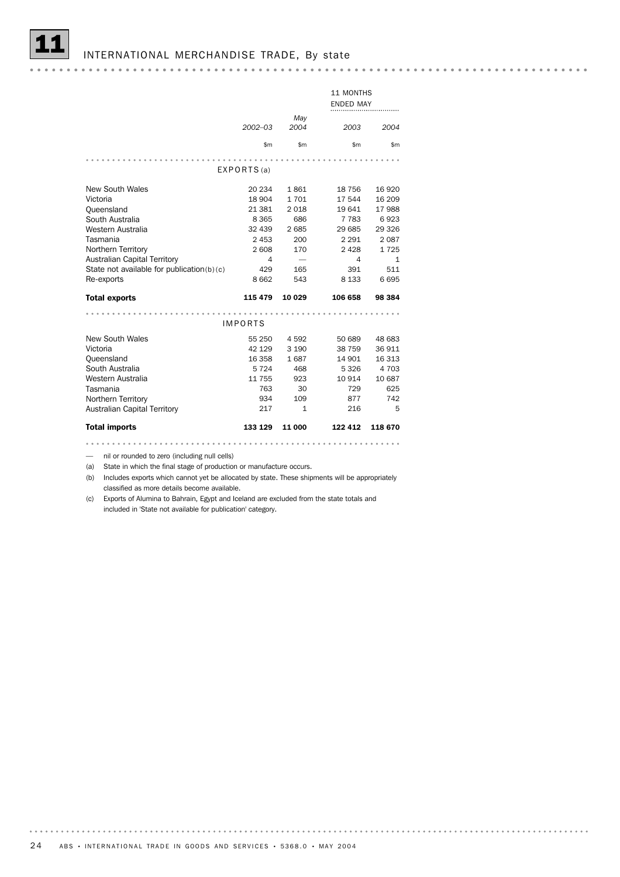# 11 INTERNATIONAL MERCHANDISE TRADE, By state

| | 2002–03 | May 2004 | 11 MONTHS ENDED MAY 2003 | 11 MONTHS ENDED MAY 2004 |
|---|---|---|---|---|
| | $m | $m | $m | $m |
| **EXPORTS (a)** | | | | |
| New South Wales | 20 234 | 1 861 | 18 756 | 16 920 |
| Victoria | 18 904 | 1 701 | 17 544 | 16 209 |
| Queensland | 21 381 | 2 018 | 19 641 | 17 988 |
| South Australia | 8 365 | 686 | 7 783 | 6 923 |
| Western Australia | 32 439 | 2 685 | 29 685 | 29 326 |
| Tasmania | 2 453 | 200 | 2 291 | 2 087 |
| Northern Territory | 2 608 | 170 | 2 428 | 1 725 |
| Australian Capital Territory | 4 | — | 4 | 1 |
| State not available for publication (b) (c) | 429 | 165 | 391 | 511 |
| Re-exports | 8 662 | 543 | 8 133 | 6 695 |
| **Total exports** | **115 479** | **10 029** | **106 658** | **98 384** |
| **IMPORTS** | | | | |
| New South Wales | 55 250 | 4 592 | 50 689 | 48 683 |
| Victoria | 42 129 | 3 190 | 38 759 | 36 911 |
| Queensland | 16 358 | 1 687 | 14 901 | 16 313 |
| South Australia | 5 724 | 468 | 5 326 | 4 703 |
| Western Australia | 11 755 | 923 | 10 914 | 10 687 |
| Tasmania | 763 | 30 | 729 | 625 |
| Northern Territory | 934 | 109 | 877 | 742 |
| Australian Capital Territory | 217 | 1 | 216 | 5 |
| **Total imports** | **133 129** | **11 000** | **122 412** | **118 670** |

— nil or rounded to zero (including null cells)

(a) State in which the final stage of production or manufacture occurs.

(b) Includes exports which cannot yet be allocated by state. These shipments will be appropriately classified as more details become available.

(c) Exports of Alumina to Bahrain, Egypt and Iceland are excluded from the state totals and included in 'State not available for publication' category.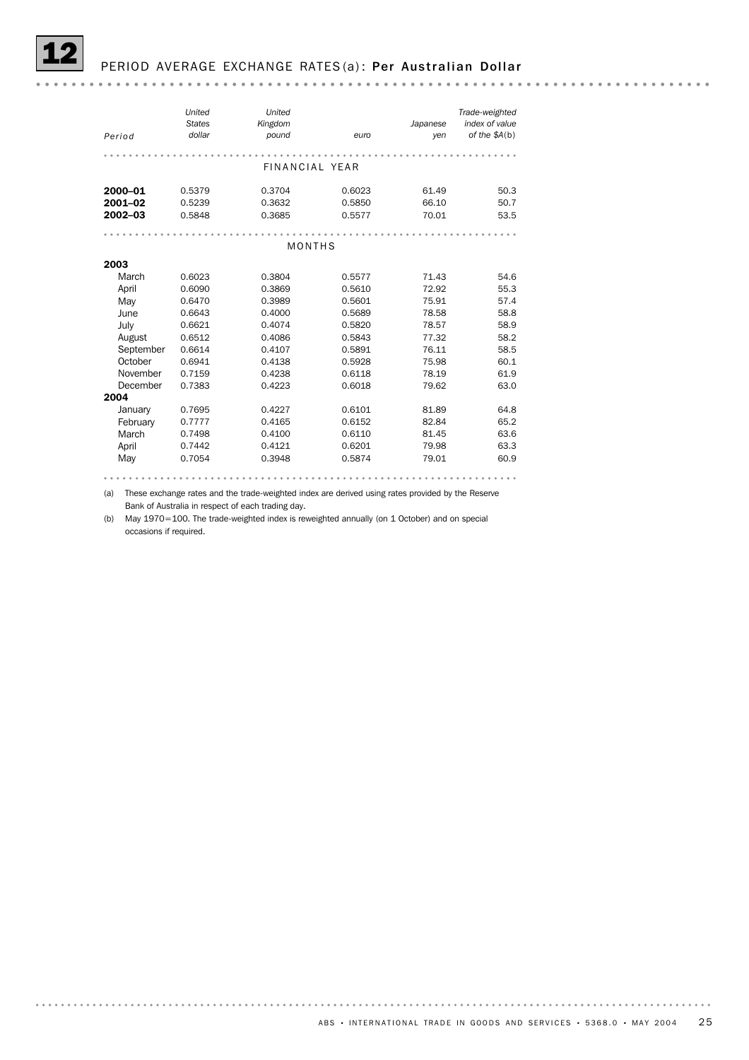# 12 PERIOD AVERAGE EXCHANGE RATES (a): Per Australian Dollar

| Period | United States dollar | United Kingdom pound | euro | Japanese yen | Trade-weighted index of value of $A(b) |
|---|---|---|---|---|---|
| **FINANCIAL YEAR** | | | | | |
| **2000–01** | 0.5379 | 0.3704 | 0.6023 | 61.49 | 50.3 |
| **2001–02** | 0.5239 | 0.3632 | 0.5850 | 66.10 | 50.7 |
| **2002–03** | 0.5848 | 0.3685 | 0.5577 | 70.01 | 53.5 |
| **MONTHS** | | | | | |
| **2003** | | | | | |
| March | 0.6023 | 0.3804 | 0.5577 | 71.43 | 54.6 |
| April | 0.6090 | 0.3869 | 0.5610 | 72.92 | 55.3 |
| May | 0.6470 | 0.3989 | 0.5601 | 75.91 | 57.4 |
| June | 0.6643 | 0.4000 | 0.5689 | 78.58 | 58.8 |
| July | 0.6621 | 0.4074 | 0.5820 | 78.57 | 58.9 |
| August | 0.6512 | 0.4086 | 0.5843 | 77.32 | 58.2 |
| September | 0.6614 | 0.4107 | 0.5891 | 76.11 | 58.5 |
| October | 0.6941 | 0.4138 | 0.5928 | 75.98 | 60.1 |
| November | 0.7159 | 0.4238 | 0.6118 | 78.19 | 61.9 |
| December | 0.7383 | 0.4223 | 0.6018 | 79.62 | 63.0 |
| **2004** | | | | | |
| January | 0.7695 | 0.4227 | 0.6101 | 81.89 | 64.8 |
| February | 0.7777 | 0.4165 | 0.6152 | 82.84 | 65.2 |
| March | 0.7498 | 0.4100 | 0.6110 | 81.45 | 63.6 |
| April | 0.7442 | 0.4121 | 0.6201 | 79.98 | 63.3 |
| May | 0.7054 | 0.3948 | 0.5874 | 79.01 | 60.9 |

(a) These exchange rates and the trade-weighted index are derived using rates provided by the Reserve Bank of Australia in respect of each trading day.

(b) May 1970=100. The trade-weighted index is reweighted annually (on 1 October) and on special occasions if required.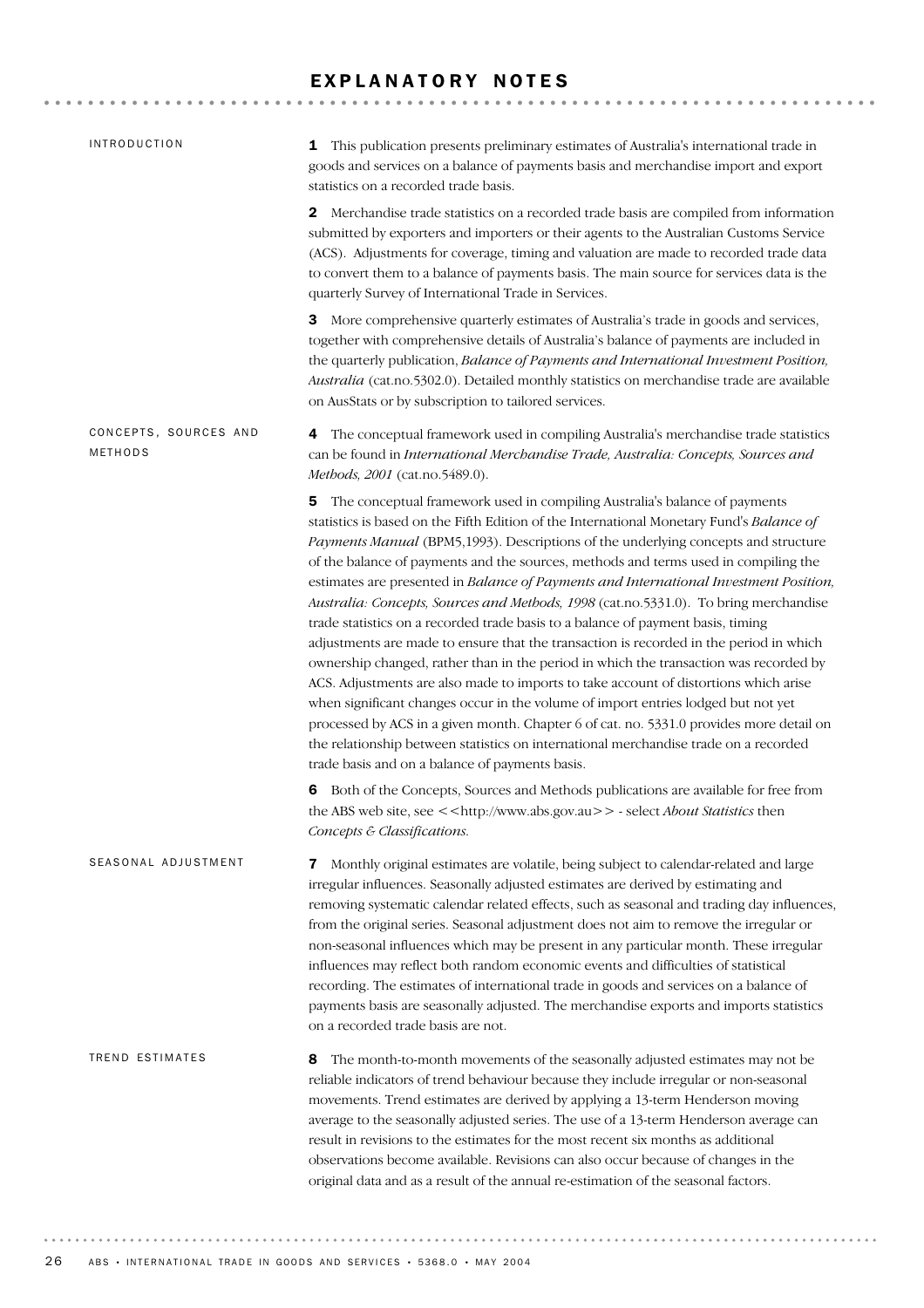# EXPLANATORY NOTES

## INTRODUCTION

**1** This publication presents preliminary estimates of Australia's international trade in goods and services on a balance of payments basis and merchandise import and export statistics on a recorded trade basis.

**2** Merchandise trade statistics on a recorded trade basis are compiled from information submitted by exporters and importers or their agents to the Australian Customs Service (ACS). Adjustments for coverage, timing and valuation are made to recorded trade data to convert them to a balance of payments basis. The main source for services data is the quarterly Survey of International Trade in Services.

**3** More comprehensive quarterly estimates of Australia's trade in goods and services, together with comprehensive details of Australia's balance of payments are included in the quarterly publication, *Balance of Payments and International Investment Position, Australia* (cat.no.5302.0). Detailed monthly statistics on merchandise trade are available on AusStats or by subscription to tailored services.

## CONCEPTS, SOURCES AND METHODS

**4** The conceptual framework used in compiling Australia's merchandise trade statistics can be found in *International Merchandise Trade, Australia: Concepts, Sources and Methods, 2001* (cat.no.5489.0).

**5** The conceptual framework used in compiling Australia's balance of payments statistics is based on the Fifth Edition of the International Monetary Fund's *Balance of Payments Manual* (BPM5,1993). Descriptions of the underlying concepts and structure of the balance of payments and the sources, methods and terms used in compiling the estimates are presented in *Balance of Payments and International Investment Position, Australia: Concepts, Sources and Methods, 1998* (cat.no.5331.0). To bring merchandise trade statistics on a recorded trade basis to a balance of payment basis, timing adjustments are made to ensure that the transaction is recorded in the period in which ownership changed, rather than in the period in which the transaction was recorded by ACS. Adjustments are also made to imports to take account of distortions which arise when significant changes occur in the volume of import entries lodged but not yet processed by ACS in a given month. Chapter 6 of cat. no. 5331.0 provides more detail on the relationship between statistics on international merchandise trade on a recorded trade basis and on a balance of payments basis.

**6** Both of the Concepts, Sources and Methods publications are available for free from the ABS web site, see <<http://www.abs.gov.au>> - select *About Statistics* then *Concepts & Classifications*.

## SEASONAL ADJUSTMENT

**7** Monthly original estimates are volatile, being subject to calendar-related and large irregular influences. Seasonally adjusted estimates are derived by estimating and removing systematic calendar related effects, such as seasonal and trading day influences, from the original series. Seasonal adjustment does not aim to remove the irregular or non-seasonal influences which may be present in any particular month. These irregular influences may reflect both random economic events and difficulties of statistical recording. The estimates of international trade in goods and services on a balance of payments basis are seasonally adjusted. The merchandise exports and imports statistics on a recorded trade basis are not.

## TREND ESTIMATES

**8** The month-to-month movements of the seasonally adjusted estimates may not be reliable indicators of trend behaviour because they include irregular or non-seasonal movements. Trend estimates are derived by applying a 13-term Henderson moving average to the seasonally adjusted series. The use of a 13-term Henderson average can result in revisions to the estimates for the most recent six months as additional observations become available. Revisions can also occur because of changes in the original data and as a result of the annual re-estimation of the seasonal factors.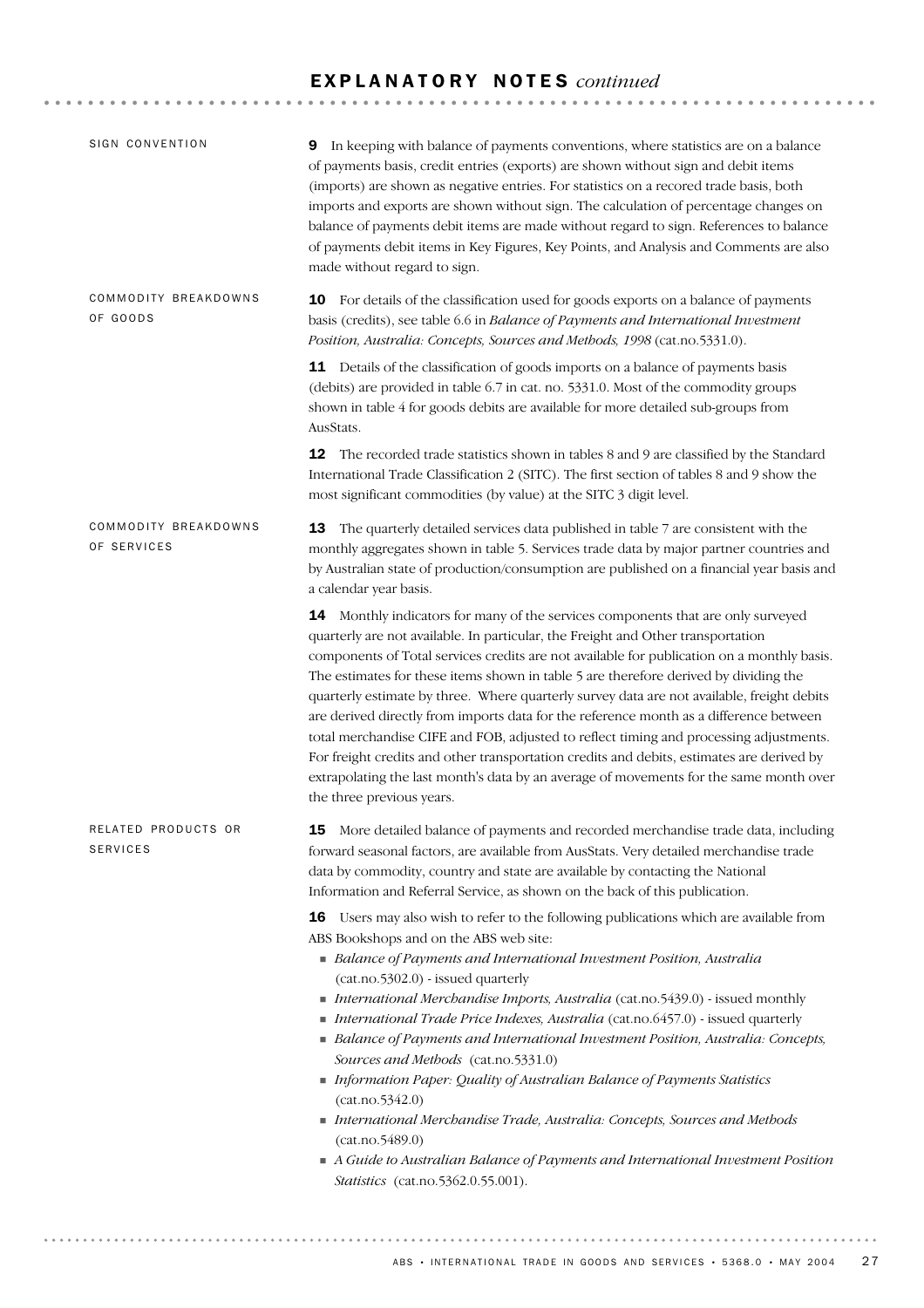# EXPLANATORY NOTES *continued*

## SIGN CONVENTION

**9** In keeping with balance of payments conventions, where statistics are on a balance of payments basis, credit entries (exports) are shown without sign and debit items (imports) are shown as negative entries. For statistics on a recored trade basis, both imports and exports are shown without sign. The calculation of percentage changes on balance of payments debit items are made without regard to sign. References to balance of payments debit items in Key Figures, Key Points, and Analysis and Comments are also made without regard to sign.

## COMMODITY BREAKDOWNS OF GOODS

**10** For details of the classification used for goods exports on a balance of payments basis (credits), see table 6.6 in *Balance of Payments and International Investment Position, Australia: Concepts, Sources and Methods, 1998* (cat.no.5331.0).

**11** Details of the classification of goods imports on a balance of payments basis (debits) are provided in table 6.7 in cat. no. 5331.0. Most of the commodity groups shown in table 4 for goods debits are available for more detailed sub-groups from AusStats.

**12** The recorded trade statistics shown in tables 8 and 9 are classified by the Standard International Trade Classification 2 (SITC). The first section of tables 8 and 9 show the most significant commodities (by value) at the SITC 3 digit level.

## COMMODITY BREAKDOWNS OF SERVICES

**13** The quarterly detailed services data published in table 7 are consistent with the monthly aggregates shown in table 5. Services trade data by major partner countries and by Australian state of production/consumption are published on a financial year basis and a calendar year basis.

**14** Monthly indicators for many of the services components that are only surveyed quarterly are not available. In particular, the Freight and Other transportation components of Total services credits are not available for publication on a monthly basis. The estimates for these items shown in table 5 are therefore derived by dividing the quarterly estimate by three. Where quarterly survey data are not available, freight debits are derived directly from imports data for the reference month as a difference between total merchandise CIFE and FOB, adjusted to reflect timing and processing adjustments. For freight credits and other transportation credits and debits, estimates are derived by extrapolating the last month's data by an average of movements for the same month over the three previous years.

## RELATED PRODUCTS OR SERVICES

**15** More detailed balance of payments and recorded merchandise trade data, including forward seasonal factors, are available from AusStats. Very detailed merchandise trade data by commodity, country and state are available by contacting the National Information and Referral Service, as shown on the back of this publication.

**16** Users may also wish to refer to the following publications which are available from ABS Bookshops and on the ABS web site:

- *Balance of Payments and International Investment Position, Australia* (cat.no.5302.0) - issued quarterly
- *International Merchandise Imports, Australia* (cat.no.5439.0) - issued monthly
- *International Trade Price Indexes, Australia* (cat.no.6457.0) - issued quarterly
- *Balance of Payments and International Investment Position, Australia: Concepts, Sources and Methods* (cat.no.5331.0)
- *Information Paper: Quality of Australian Balance of Payments Statistics* (cat.no.5342.0)
- *International Merchandise Trade, Australia: Concepts, Sources and Methods* (cat.no.5489.0)
- *A Guide to Australian Balance of Payments and International Investment Position Statistics* (cat.no.5362.0.55.001).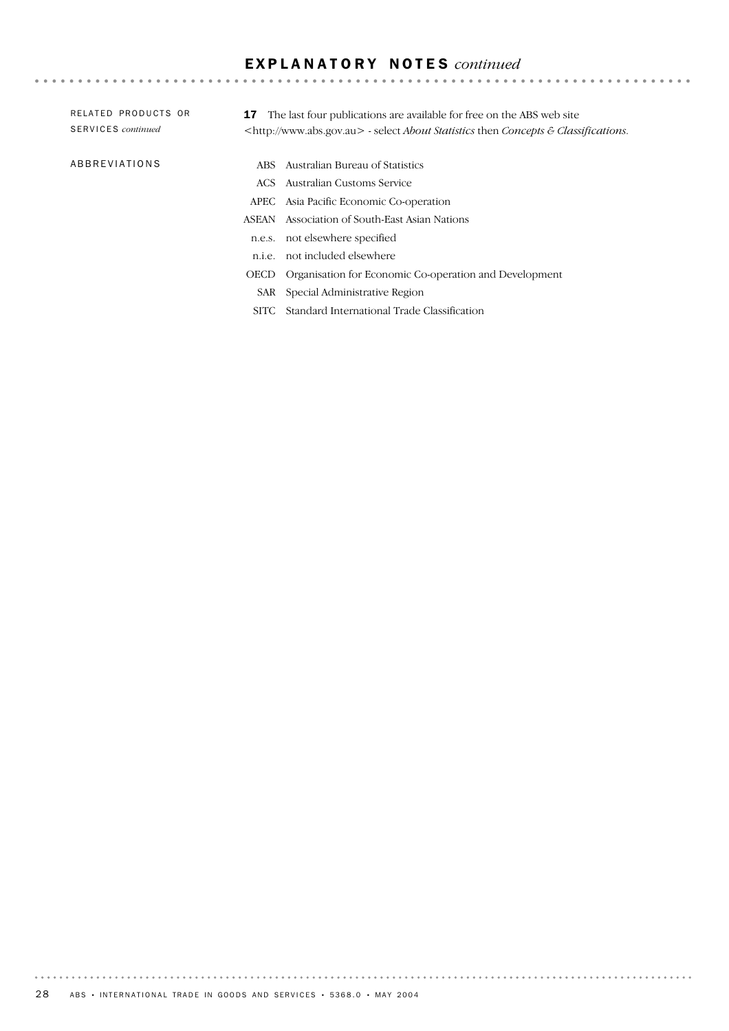## EXPLANATORY NOTES *continued*

RELATED PRODUCTS OR SERVICES *continued*

**17** The last four publications are available for free on the ABS web site <http://www.abs.gov.au> - select *About Statistics* then *Concepts & Classifications*.

ABBREVIATIONS

| | |
|---|---|
| ABS | Australian Bureau of Statistics |
| ACS | Australian Customs Service |
| APEC | Asia Pacific Economic Co-operation |
| ASEAN | Association of South-East Asian Nations |
| n.e.s. | not elsewhere specified |
| n.i.e. | not included elsewhere |
| OECD | Organisation for Economic Co-operation and Development |
| SAR | Special Administrative Region |
| SITC | Standard International Trade Classification |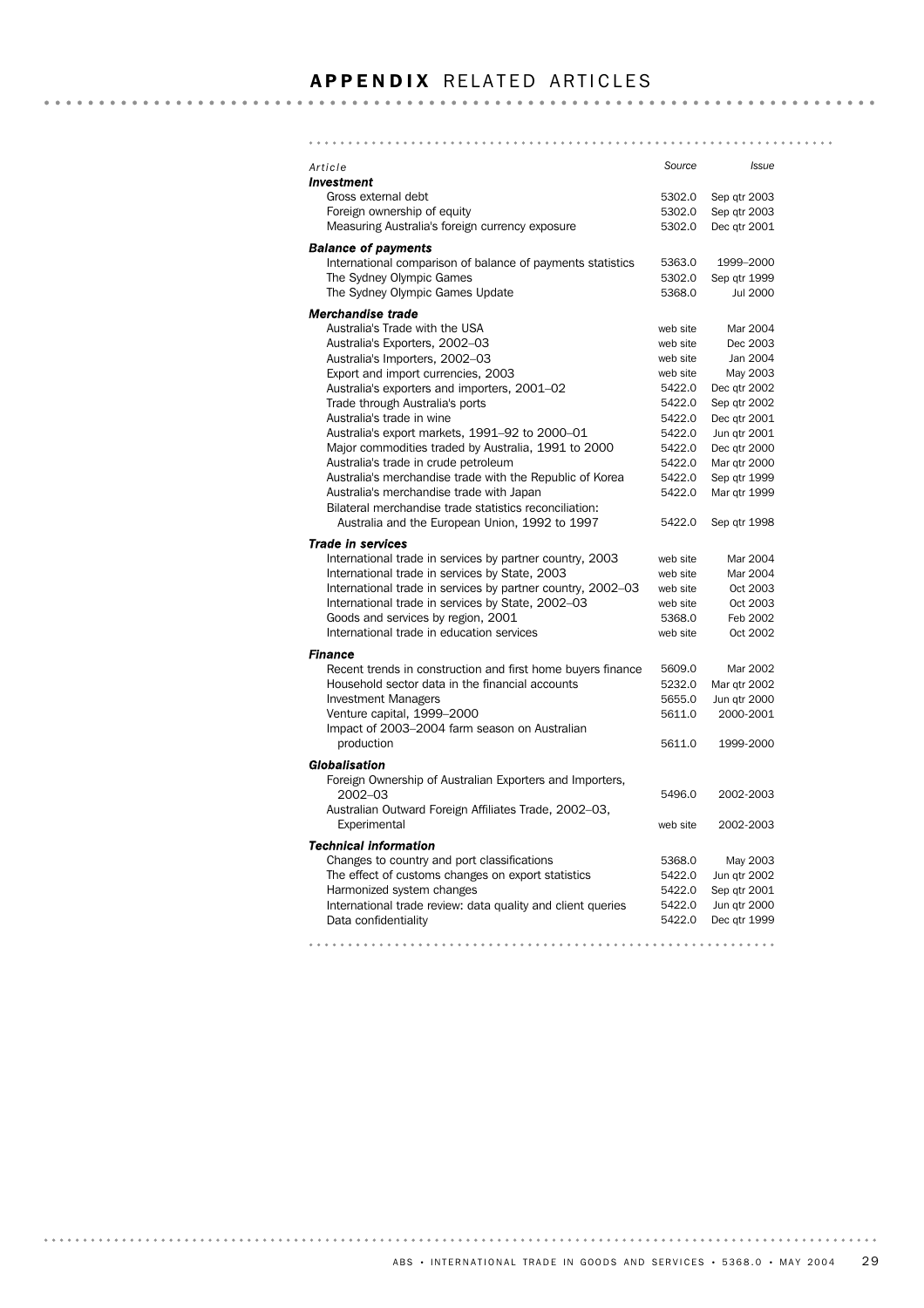# APPENDIX RELATED ARTICLES

| Article | Source | Issue |
|---|---|---|
| ***Investment*** | | |
| Gross external debt | 5302.0 | Sep qtr 2003 |
| Foreign ownership of equity | 5302.0 | Sep qtr 2003 |
| Measuring Australia's foreign currency exposure | 5302.0 | Dec qtr 2001 |
| ***Balance of payments*** | | |
| International comparison of balance of payments statistics | 5363.0 | 1999–2000 |
| The Sydney Olympic Games | 5302.0 | Sep qtr 1999 |
| The Sydney Olympic Games Update | 5368.0 | Jul 2000 |
| ***Merchandise trade*** | | |
| Australia's Trade with the USA | web site | Mar 2004 |
| Australia's Exporters, 2002–03 | web site | Dec 2003 |
| Australia's Importers, 2002–03 | web site | Jan 2004 |
| Export and import currencies, 2003 | web site | May 2003 |
| Australia's exporters and importers, 2001–02 | 5422.0 | Dec qtr 2002 |
| Trade through Australia's ports | 5422.0 | Sep qtr 2002 |
| Australia's trade in wine | 5422.0 | Dec qtr 2001 |
| Australia's export markets, 1991–92 to 2000–01 | 5422.0 | Jun qtr 2001 |
| Major commodities traded by Australia, 1991 to 2000 | 5422.0 | Dec qtr 2000 |
| Australia's trade in crude petroleum | 5422.0 | Mar qtr 2000 |
| Australia's merchandise trade with the Republic of Korea | 5422.0 | Sep qtr 1999 |
| Australia's merchandise trade with Japan | 5422.0 | Mar qtr 1999 |
| Bilateral merchandise trade statistics reconciliation: Australia and the European Union, 1992 to 1997 | 5422.0 | Sep qtr 1998 |
| ***Trade in services*** | | |
| International trade in services by partner country, 2003 | web site | Mar 2004 |
| International trade in services by State, 2003 | web site | Mar 2004 |
| International trade in services by partner country, 2002–03 | web site | Oct 2003 |
| International trade in services by State, 2002–03 | web site | Oct 2003 |
| Goods and services by region, 2001 | 5368.0 | Feb 2002 |
| International trade in education services | web site | Oct 2002 |
| ***Finance*** | | |
| Recent trends in construction and first home buyers finance | 5609.0 | Mar 2002 |
| Household sector data in the financial accounts | 5232.0 | Mar qtr 2002 |
| Investment Managers | 5655.0 | Jun qtr 2000 |
| Venture capital, 1999–2000 | 5611.0 | 2000-2001 |
| Impact of 2003–2004 farm season on Australian production | 5611.0 | 1999-2000 |
| ***Globalisation*** | | |
| Foreign Ownership of Australian Exporters and Importers, 2002–03 | 5496.0 | 2002-2003 |
| Australian Outward Foreign Affiliates Trade, 2002–03, Experimental | web site | 2002-2003 |
| ***Technical information*** | | |
| Changes to country and port classifications | 5368.0 | May 2003 |
| The effect of customs changes on export statistics | 5422.0 | Jun qtr 2002 |
| Harmonized system changes | 5422.0 | Sep qtr 2001 |
| International trade review: data quality and client queries | 5422.0 | Jun qtr 2000 |
| Data confidentiality | 5422.0 | Dec qtr 1999 |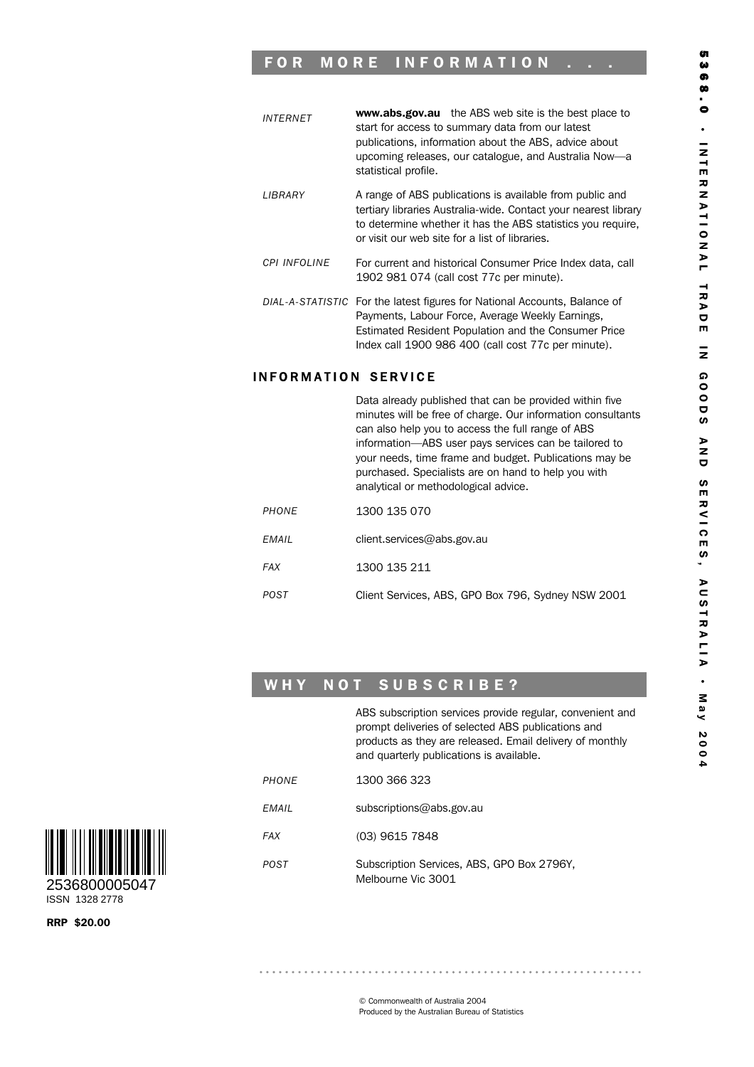## FOR MORE INFORMATION . . .

| | |
|---|---|
| *INTERNET* | **www.abs.gov.au** the ABS web site is the best place to start for access to summary data from our latest publications, information about the ABS, advice about upcoming releases, our catalogue, and Australia Now—a statistical profile. |
| *LIBRARY* | A range of ABS publications is available from public and tertiary libraries Australia-wide. Contact your nearest library to determine whether it has the ABS statistics you require, or visit our web site for a list of libraries. |
| *CPI INFOLINE* | For current and historical Consumer Price Index data, call 1902 981 074 (call cost 77c per minute). |
| *DIAL-A-STATISTIC* | For the latest figures for National Accounts, Balance of Payments, Labour Force, Average Weekly Earnings, Estimated Resident Population and the Consumer Price Index call 1900 986 400 (call cost 77c per minute). |

### INFORMATION SERVICE

Data already published that can be provided within five minutes will be free of charge. Our information consultants can also help you to access the full range of ABS information—ABS user pays services can be tailored to your needs, time frame and budget. Publications may be purchased. Specialists are on hand to help you with analytical or methodological advice.

| | |
|---|---|
| *PHONE* | 1300 135 070 |
| *EMAIL* | client.services@abs.gov.au |
| *FAX* | 1300 135 211 |
| *POST* | Client Services, ABS, GPO Box 796, Sydney NSW 2001 |

## WHY NOT SUBSCRIBE?

ABS subscription services provide regular, convenient and prompt deliveries of selected ABS publications and products as they are released. Email delivery of monthly and quarterly publications is available.

| | |
|---|---|
| *PHONE* | 1300 366 323 |
| *EMAIL* | subscriptions@abs.gov.au |
| *FAX* | (03) 9615 7848 |
| *POST* | Subscription Services, ABS, GPO Box 2796Y, Melbourne Vic 3001 |

2536800005047

ISSN 1328 2778

**RRP $20.00**

© Commonwealth of Australia 2004

Produced by the Australian Bureau of Statistics